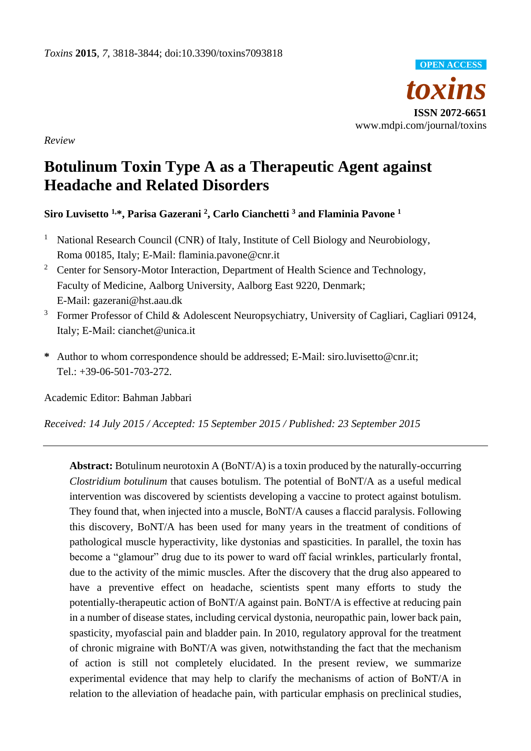*Review*

# Botulinum Toxin Type A as a Therapeutic Agent against Headache and Related Disorders

**Siro Luvisetto [1,*], Parisa Gazerani [2], Carlo Cianchetti [3] and Flaminia Pavone [1]**

[1] National Research Council (CNR) of Italy, Institute of Cell Biology and Neurobiology, Roma 00185, Italy; E-Mail: flaminia.pavone@cnr.it

[2] Center for Sensory-Motor Interaction, Department of Health Science and Technology, Faculty of Medicine, Aalborg University, Aalborg East 9220, Denmark; E-Mail: gazerani@hst.aau.dk

[3] Former Professor of Child & Adolescent Neuropsychiatry, University of Cagliari, Cagliari 09124, Italy; E-Mail: cianchet@unica.it

[*] Author to whom correspondence should be addressed; E-Mail: siro.luvisetto@cnr.it; Tel.: +39-06-501-703-272.

Academic Editor: Bahman Jabbari

*Received: 14 July 2015 / Accepted: 15 September 2015 / Published: 23 September 2015*

---

**Abstract:** Botulinum neurotoxin A (BoNT/A) is a toxin produced by the naturally-occurring *Clostridium botulinum* that causes botulism. The potential of BoNT/A as a useful medical intervention was discovered by scientists developing a vaccine to protect against botulism. They found that, when injected into a muscle, BoNT/A causes a flaccid paralysis. Following this discovery, BoNT/A has been used for many years in the treatment of conditions of pathological muscle hyperactivity, like dystonias and spasticities. In parallel, the toxin has become a "glamour" drug due to its power to ward off facial wrinkles, particularly frontal, due to the activity of the mimic muscles. After the discovery that the drug also appeared to have a preventive effect on headache, scientists spent many efforts to study the potentially-therapeutic action of BoNT/A against pain. BoNT/A is effective at reducing pain in a number of disease states, including cervical dystonia, neuropathic pain, lower back pain, spasticity, myofascial pain and bladder pain. In 2010, regulatory approval for the treatment of chronic migraine with BoNT/A was given, notwithstanding the fact that the mechanism of action is still not completely elucidated. In the present review, we summarize experimental evidence that may help to clarify the mechanisms of action of BoNT/A in relation to the alleviation of headache pain, with particular emphasis on preclinical studies,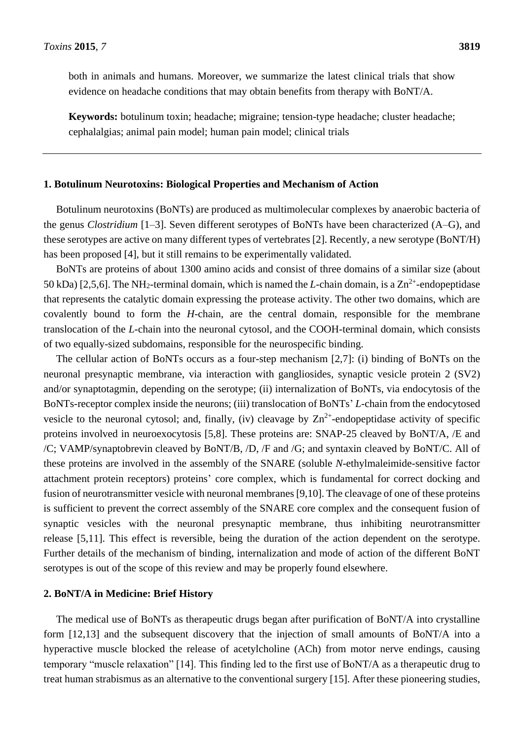both in animals and humans. Moreover, we summarize the latest clinical trials that show evidence on headache conditions that may obtain benefits from therapy with BoNT/A.

**Keywords:** botulinum toxin; headache; migraine; tension-type headache; cluster headache; cephalalgias; animal pain model; human pain model; clinical trials

---

## 1. Botulinum Neurotoxins: Biological Properties and Mechanism of Action

Botulinum neurotoxins (BoNTs) are produced as multimolecular complexes by anaerobic bacteria of the genus *Clostridium* [1–3]. Seven different serotypes of BoNTs have been characterized (A–G), and these serotypes are active on many different types of vertebrates [2]. Recently, a new serotype (BoNT/H) has been proposed [4], but it still remains to be experimentally validated.

BoNTs are proteins of about 1300 amino acids and consist of three domains of a similar size (about 50 kDa) [2,5,6]. The $NH_2$-terminal domain, which is named the *L*-chain domain, is a $Zn^{2+}$-endopeptidase that represents the catalytic domain expressing the protease activity. The other two domains, which are covalently bound to form the *H*-chain, are the central domain, responsible for the membrane translocation of the *L*-chain into the neuronal cytosol, and the COOH-terminal domain, which consists of two equally-sized subdomains, responsible for the neurospecific binding.

The cellular action of BoNTs occurs as a four-step mechanism [2,7]: (i) binding of BoNTs on the neuronal presynaptic membrane, via interaction with gangliosides, synaptic vesicle protein 2 (SV2) and/or synaptotagmin, depending on the serotype; (ii) internalization of BoNTs, via endocytosis of the BoNTs-receptor complex inside the neurons; (iii) translocation of BoNTs' *L*-chain from the endocytosed vesicle to the neuronal cytosol; and, finally, (iv) cleavage by $Zn^{2+}$-endopeptidase activity of specific proteins involved in neuroexocytosis [5,8]. These proteins are: SNAP-25 cleaved by BoNT/A, /E and /C; VAMP/synaptobrevin cleaved by BoNT/B, /D, /F and /G; and syntaxin cleaved by BoNT/C. All of these proteins are involved in the assembly of the SNARE (soluble *N*-ethylmaleimide-sensitive factor attachment protein receptors) proteins' core complex, which is fundamental for correct docking and fusion of neurotransmitter vesicle with neuronal membranes [9,10]. The cleavage of one of these proteins is sufficient to prevent the correct assembly of the SNARE core complex and the consequent fusion of synaptic vesicles with the neuronal presynaptic membrane, thus inhibiting neurotransmitter release [5,11]. This effect is reversible, being the duration of the action dependent on the serotype. Further details of the mechanism of binding, internalization and mode of action of the different BoNT serotypes is out of the scope of this review and may be properly found elsewhere.

## 2. BoNT/A in Medicine: Brief History

The medical use of BoNTs as therapeutic drugs began after purification of BoNT/A into crystalline form [12,13] and the subsequent discovery that the injection of small amounts of BoNT/A into a hyperactive muscle blocked the release of acetylcholine (ACh) from motor nerve endings, causing temporary "muscle relaxation" [14]. This finding led to the first use of BoNT/A as a therapeutic drug to treat human strabismus as an alternative to the conventional surgery [15]. After these pioneering studies,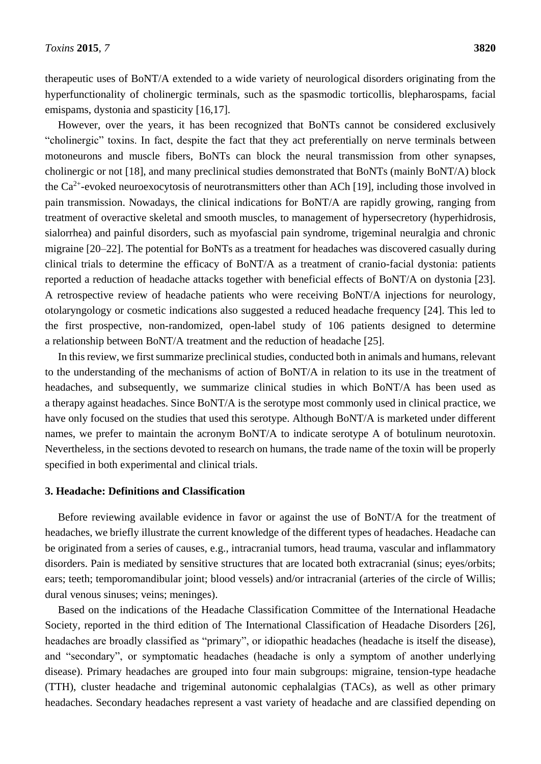therapeutic uses of BoNT/A extended to a wide variety of neurological disorders originating from the hyperfunctionality of cholinergic terminals, such as the spasmodic torticollis, blepharospams, facial emispams, dystonia and spasticity [16,17].

However, over the years, it has been recognized that BoNTs cannot be considered exclusively "cholinergic" toxins. In fact, despite the fact that they act preferentially on nerve terminals between motoneurons and muscle fibers, BoNTs can block the neural transmission from other synapses, cholinergic or not [18], and many preclinical studies demonstrated that BoNTs (mainly BoNT/A) block the $Ca^{2+}$-evoked neuroexocytosis of neurotransmitters other than ACh [19], including those involved in pain transmission. Nowadays, the clinical indications for BoNT/A are rapidly growing, ranging from treatment of overactive skeletal and smooth muscles, to management of hypersecretory (hyperhidrosis, sialorrhea) and painful disorders, such as myofascial pain syndrome, trigeminal neuralgia and chronic migraine [20–22]. The potential for BoNTs as a treatment for headaches was discovered casually during clinical trials to determine the efficacy of BoNT/A as a treatment of cranio-facial dystonia: patients reported a reduction of headache attacks together with beneficial effects of BoNT/A on dystonia [23]. A retrospective review of headache patients who were receiving BoNT/A injections for neurology, otolaryngology or cosmetic indications also suggested a reduced headache frequency [24]. This led to the first prospective, non-randomized, open-label study of 106 patients designed to determine a relationship between BoNT/A treatment and the reduction of headache [25].

In this review, we first summarize preclinical studies, conducted both in animals and humans, relevant to the understanding of the mechanisms of action of BoNT/A in relation to its use in the treatment of headaches, and subsequently, we summarize clinical studies in which BoNT/A has been used as a therapy against headaches. Since BoNT/A is the serotype most commonly used in clinical practice, we have only focused on the studies that used this serotype. Although BoNT/A is marketed under different names, we prefer to maintain the acronym BoNT/A to indicate serotype A of botulinum neurotoxin. Nevertheless, in the sections devoted to research on humans, the trade name of the toxin will be properly specified in both experimental and clinical trials.

## 3. Headache: Definitions and Classification

Before reviewing available evidence in favor or against the use of BoNT/A for the treatment of headaches, we briefly illustrate the current knowledge of the different types of headaches. Headache can be originated from a series of causes, e.g., intracranial tumors, head trauma, vascular and inflammatory disorders. Pain is mediated by sensitive structures that are located both extracranial (sinus; eyes/orbits; ears; teeth; temporomandibular joint; blood vessels) and/or intracranial (arteries of the circle of Willis; dural venous sinuses; veins; meninges).

Based on the indications of the Headache Classification Committee of the International Headache Society, reported in the third edition of The International Classification of Headache Disorders [26], headaches are broadly classified as "primary", or idiopathic headaches (headache is itself the disease), and "secondary", or symptomatic headaches (headache is only a symptom of another underlying disease). Primary headaches are grouped into four main subgroups: migraine, tension-type headache (TTH), cluster headache and trigeminal autonomic cephalalgias (TACs), as well as other primary headaches. Secondary headaches represent a vast variety of headache and are classified depending on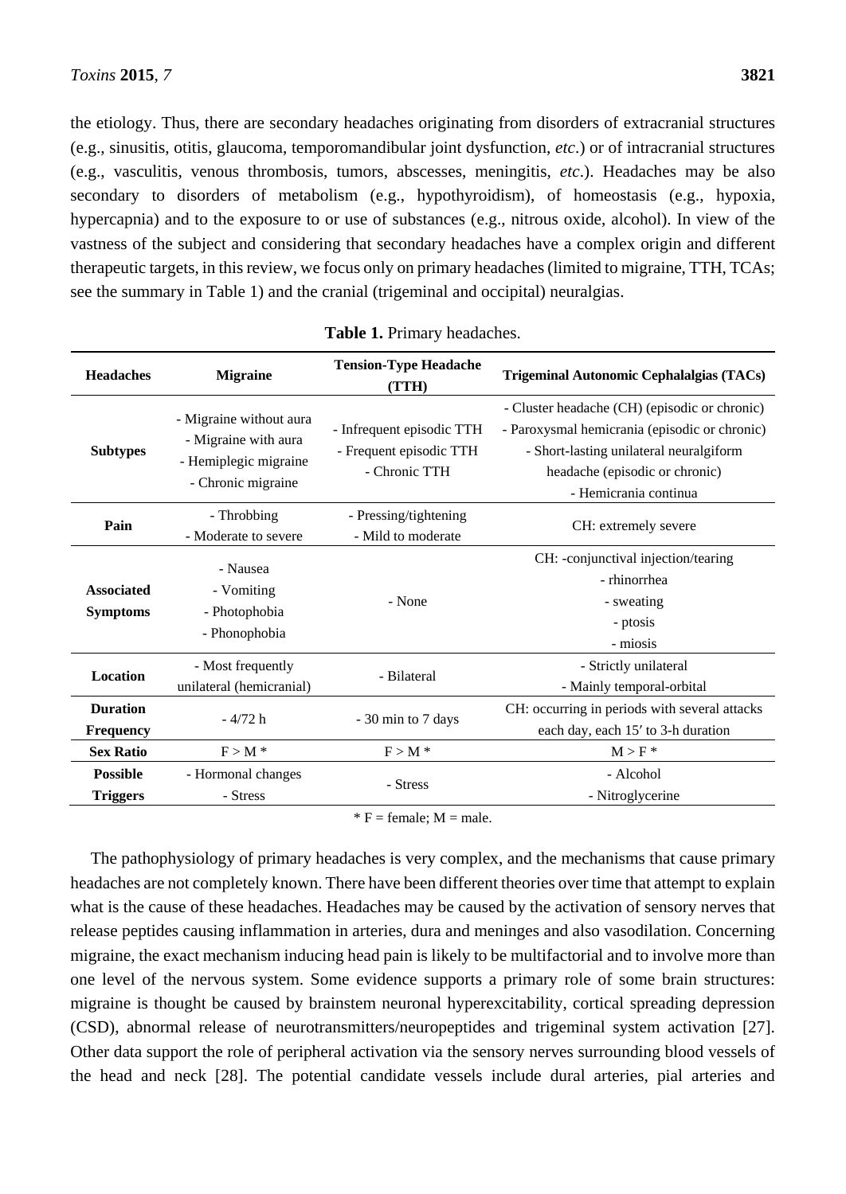the etiology. Thus, there are secondary headaches originating from disorders of extracranial structures (e.g., sinusitis, otitis, glaucoma, temporomandibular joint dysfunction, *etc*.) or of intracranial structures (e.g., vasculitis, venous thrombosis, tumors, abscesses, meningitis, *etc*.). Headaches may be also secondary to disorders of metabolism (e.g., hypothyroidism), of homeostasis (e.g., hypoxia, hypercapnia) and to the exposure to or use of substances (e.g., nitrous oxide, alcohol). In view of the vastness of the subject and considering that secondary headaches have a complex origin and different therapeutic targets, in this review, we focus only on primary headaches (limited to migraine, TTH, TCAs; see the summary in Table 1) and the cranial (trigeminal and occipital) neuralgias.

**Table 1.** Primary headaches.

| **Headaches** | **Migraine** | **Tension-Type Headache (TTH)** | **Trigeminal Autonomic Cephalalgias (TACs)** |
|---|---|---|---|
| **Subtypes** | - Migraine without aura<br>- Migraine with aura<br>- Hemiplegic migraine<br>- Chronic migraine | - Infrequent episodic TTH<br>- Frequent episodic TTH<br>- Chronic TTH | - Cluster headache (CH) (episodic or chronic)<br>- Paroxysmal hemicrania (episodic or chronic)<br>- Short-lasting unilateral neuralgiform headache (episodic or chronic)<br>- Hemicrania continua |
| **Pain** | - Throbbing<br>- Moderate to severe | - Pressing/tightening<br>- Mild to moderate | CH: extremely severe |
| **Associated Symptoms** | - Nausea<br>- Vomiting<br>- Photophobia<br>- Phonophobia | - None | CH: -conjunctival injection/tearing<br>- rhinorrhea<br>- sweating<br>- ptosis<br>- miosis |
| **Location** | - Most frequently unilateral (hemicranial) | - Bilateral | - Strictly unilateral<br>- Mainly temporal-orbital |
| **Duration Frequency** | - 4/72 h | - 30 min to 7 days | CH: occurring in periods with several attacks each day, each 15′ to 3-h duration |
| **Sex Ratio** | F > M * | F > M * | M > F * |
| **Possible Triggers** | - Hormonal changes<br>- Stress | - Stress | - Alcohol<br>- Nitroglycerine |

\* F = female; M = male.

The pathophysiology of primary headaches is very complex, and the mechanisms that cause primary headaches are not completely known. There have been different theories over time that attempt to explain what is the cause of these headaches. Headaches may be caused by the activation of sensory nerves that release peptides causing inflammation in arteries, dura and meninges and also vasodilation. Concerning migraine, the exact mechanism inducing head pain is likely to be multifactorial and to involve more than one level of the nervous system. Some evidence supports a primary role of some brain structures: migraine is thought be caused by brainstem neuronal hyperexcitability, cortical spreading depression (CSD), abnormal release of neurotransmitters/neuropeptides and trigeminal system activation [27]. Other data support the role of peripheral activation via the sensory nerves surrounding blood vessels of the head and neck [28]. The potential candidate vessels include dural arteries, pial arteries and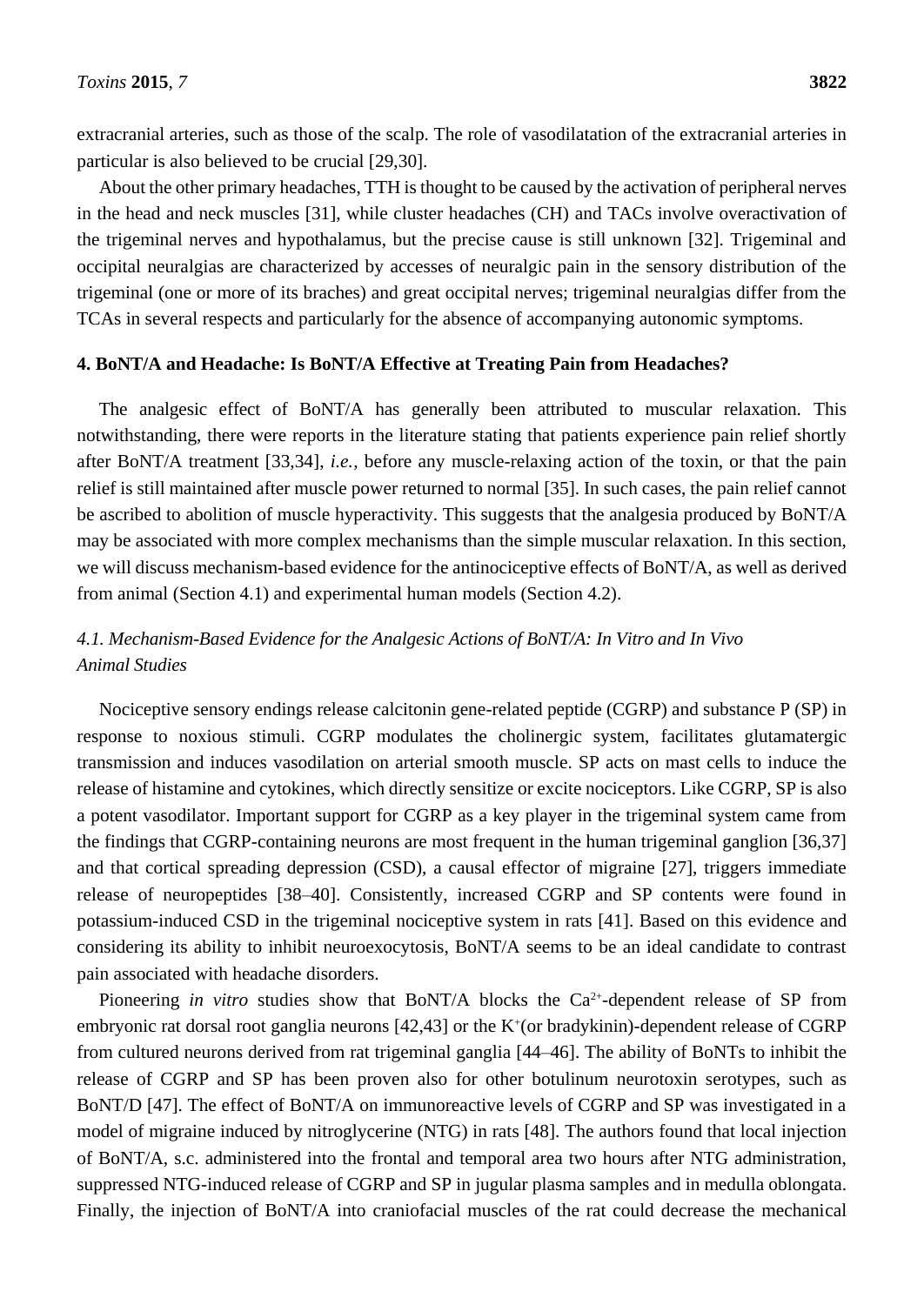extracranial arteries, such as those of the scalp. The role of vasodilatation of the extracranial arteries in particular is also believed to be crucial [29,30].

About the other primary headaches, TTH is thought to be caused by the activation of peripheral nerves in the head and neck muscles [31], while cluster headaches (CH) and TACs involve overactivation of the trigeminal nerves and hypothalamus, but the precise cause is still unknown [32]. Trigeminal and occipital neuralgias are characterized by accesses of neuralgic pain in the sensory distribution of the trigeminal (one or more of its braches) and great occipital nerves; trigeminal neuralgias differ from the TCAs in several respects and particularly for the absence of accompanying autonomic symptoms.

## 4. BoNT/A and Headache: Is BoNT/A Effective at Treating Pain from Headaches?

The analgesic effect of BoNT/A has generally been attributed to muscular relaxation. This notwithstanding, there were reports in the literature stating that patients experience pain relief shortly after BoNT/A treatment [33,34], *i.e.*, before any muscle-relaxing action of the toxin, or that the pain relief is still maintained after muscle power returned to normal [35]. In such cases, the pain relief cannot be ascribed to abolition of muscle hyperactivity. This suggests that the analgesia produced by BoNT/A may be associated with more complex mechanisms than the simple muscular relaxation. In this section, we will discuss mechanism-based evidence for the antinociceptive effects of BoNT/A, as well as derived from animal (Section 4.1) and experimental human models (Section 4.2).

### *4.1. Mechanism-Based Evidence for the Analgesic Actions of BoNT/A: In Vitro and In Vivo Animal Studies*

Nociceptive sensory endings release calcitonin gene-related peptide (CGRP) and substance P (SP) in response to noxious stimuli. CGRP modulates the cholinergic system, facilitates glutamatergic transmission and induces vasodilation on arterial smooth muscle. SP acts on mast cells to induce the release of histamine and cytokines, which directly sensitize or excite nociceptors. Like CGRP, SP is also a potent vasodilator. Important support for CGRP as a key player in the trigeminal system came from the findings that CGRP-containing neurons are most frequent in the human trigeminal ganglion [36,37] and that cortical spreading depression (CSD), a causal effector of migraine [27], triggers immediate release of neuropeptides [38–40]. Consistently, increased CGRP and SP contents were found in potassium-induced CSD in the trigeminal nociceptive system in rats [41]. Based on this evidence and considering its ability to inhibit neuroexocytosis, BoNT/A seems to be an ideal candidate to contrast pain associated with headache disorders.

Pioneering *in vitro* studies show that BoNT/A blocks the $Ca^{2+}$-dependent release of SP from embryonic rat dorsal root ganglia neurons [42,43] or the $K^{+}$(or bradykinin)-dependent release of CGRP from cultured neurons derived from rat trigeminal ganglia [44–46]. The ability of BoNTs to inhibit the release of CGRP and SP has been proven also for other botulinum neurotoxin serotypes, such as BoNT/D [47]. The effect of BoNT/A on immunoreactive levels of CGRP and SP was investigated in a model of migraine induced by nitroglycerine (NTG) in rats [48]. The authors found that local injection of BoNT/A, s.c. administered into the frontal and temporal area two hours after NTG administration, suppressed NTG-induced release of CGRP and SP in jugular plasma samples and in medulla oblongata. Finally, the injection of BoNT/A into craniofacial muscles of the rat could decrease the mechanical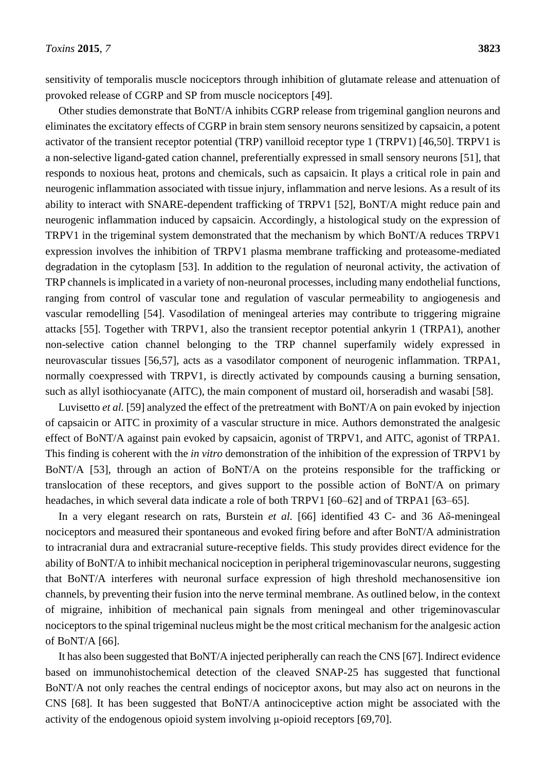sensitivity of temporalis muscle nociceptors through inhibition of glutamate release and attenuation of provoked release of CGRP and SP from muscle nociceptors [49].

Other studies demonstrate that BoNT/A inhibits CGRP release from trigeminal ganglion neurons and eliminates the excitatory effects of CGRP in brain stem sensory neurons sensitized by capsaicin, a potent activator of the transient receptor potential (TRP) vanilloid receptor type 1 (TRPV1) [46,50]. TRPV1 is a non-selective ligand-gated cation channel, preferentially expressed in small sensory neurons [51], that responds to noxious heat, protons and chemicals, such as capsaicin. It plays a critical role in pain and neurogenic inflammation associated with tissue injury, inflammation and nerve lesions. As a result of its ability to interact with SNARE-dependent trafficking of TRPV1 [52], BoNT/A might reduce pain and neurogenic inflammation induced by capsaicin. Accordingly, a histological study on the expression of TRPV1 in the trigeminal system demonstrated that the mechanism by which BoNT/A reduces TRPV1 expression involves the inhibition of TRPV1 plasma membrane trafficking and proteasome-mediated degradation in the cytoplasm [53]. In addition to the regulation of neuronal activity, the activation of TRP channels is implicated in a variety of non-neuronal processes, including many endothelial functions, ranging from control of vascular tone and regulation of vascular permeability to angiogenesis and vascular remodelling [54]. Vasodilation of meningeal arteries may contribute to triggering migraine attacks [55]. Together with TRPV1, also the transient receptor potential ankyrin 1 (TRPA1), another non-selective cation channel belonging to the TRP channel superfamily widely expressed in neurovascular tissues [56,57], acts as a vasodilator component of neurogenic inflammation. TRPA1, normally coexpressed with TRPV1, is directly activated by compounds causing a burning sensation, such as allyl isothiocyanate (AITC), the main component of mustard oil, horseradish and wasabi [58].

Luvisetto *et al.* [59] analyzed the effect of the pretreatment with BoNT/A on pain evoked by injection of capsaicin or AITC in proximity of a vascular structure in mice. Authors demonstrated the analgesic effect of BoNT/A against pain evoked by capsaicin, agonist of TRPV1, and AITC, agonist of TRPA1. This finding is coherent with the *in vitro* demonstration of the inhibition of the expression of TRPV1 by BoNT/A [53], through an action of BoNT/A on the proteins responsible for the trafficking or translocation of these receptors, and gives support to the possible action of BoNT/A on primary headaches, in which several data indicate a role of both TRPV1 [60–62] and of TRPA1 [63–65].

In a very elegant research on rats, Burstein *et al.* [66] identified 43 C- and 36 Aδ-meningeal nociceptors and measured their spontaneous and evoked firing before and after BoNT/A administration to intracranial dura and extracranial suture-receptive fields. This study provides direct evidence for the ability of BoNT/A to inhibit mechanical nociception in peripheral trigeminovascular neurons, suggesting that BoNT/A interferes with neuronal surface expression of high threshold mechanosensitive ion channels, by preventing their fusion into the nerve terminal membrane. As outlined below, in the context of migraine, inhibition of mechanical pain signals from meningeal and other trigeminovascular nociceptors to the spinal trigeminal nucleus might be the most critical mechanism for the analgesic action of BoNT/A [66].

It has also been suggested that BoNT/A injected peripherally can reach the CNS [67]. Indirect evidence based on immunohistochemical detection of the cleaved SNAP-25 has suggested that functional BoNT/A not only reaches the central endings of nociceptor axons, but may also act on neurons in the CNS [68]. It has been suggested that BoNT/A antinociceptive action might be associated with the activity of the endogenous opioid system involving μ-opioid receptors [69,70].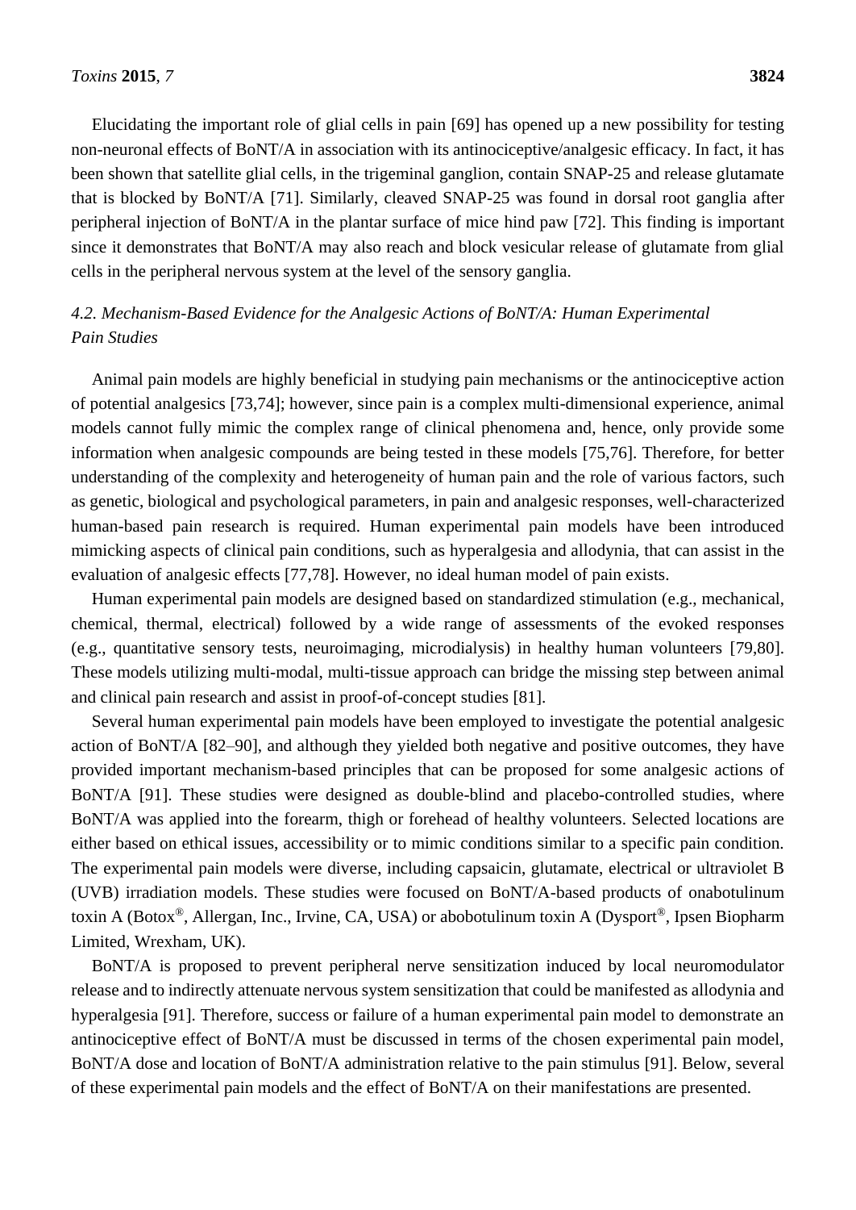Elucidating the important role of glial cells in pain [69] has opened up a new possibility for testing non-neuronal effects of BoNT/A in association with its antinociceptive/analgesic efficacy. In fact, it has been shown that satellite glial cells, in the trigeminal ganglion, contain SNAP-25 and release glutamate that is blocked by BoNT/A [71]. Similarly, cleaved SNAP-25 was found in dorsal root ganglia after peripheral injection of BoNT/A in the plantar surface of mice hind paw [72]. This finding is important since it demonstrates that BoNT/A may also reach and block vesicular release of glutamate from glial cells in the peripheral nervous system at the level of the sensory ganglia.

### *4.2. Mechanism-Based Evidence for the Analgesic Actions of BoNT/A: Human Experimental Pain Studies*

Animal pain models are highly beneficial in studying pain mechanisms or the antinociceptive action of potential analgesics [73,74]; however, since pain is a complex multi-dimensional experience, animal models cannot fully mimic the complex range of clinical phenomena and, hence, only provide some information when analgesic compounds are being tested in these models [75,76]. Therefore, for better understanding of the complexity and heterogeneity of human pain and the role of various factors, such as genetic, biological and psychological parameters, in pain and analgesic responses, well-characterized human-based pain research is required. Human experimental pain models have been introduced mimicking aspects of clinical pain conditions, such as hyperalgesia and allodynia, that can assist in the evaluation of analgesic effects [77,78]. However, no ideal human model of pain exists.

Human experimental pain models are designed based on standardized stimulation (e.g., mechanical, chemical, thermal, electrical) followed by a wide range of assessments of the evoked responses (e.g., quantitative sensory tests, neuroimaging, microdialysis) in healthy human volunteers [79,80]. These models utilizing multi-modal, multi-tissue approach can bridge the missing step between animal and clinical pain research and assist in proof-of-concept studies [81].

Several human experimental pain models have been employed to investigate the potential analgesic action of BoNT/A [82–90], and although they yielded both negative and positive outcomes, they have provided important mechanism-based principles that can be proposed for some analgesic actions of BoNT/A [91]. These studies were designed as double-blind and placebo-controlled studies, where BoNT/A was applied into the forearm, thigh or forehead of healthy volunteers. Selected locations are either based on ethical issues, accessibility or to mimic conditions similar to a specific pain condition. The experimental pain models were diverse, including capsaicin, glutamate, electrical or ultraviolet B (UVB) irradiation models. These studies were focused on BoNT/A-based products of onabotulinum toxin A (Botox®, Allergan, Inc., Irvine, CA, USA) or abobotulinum toxin A (Dysport®, Ipsen Biopharm Limited, Wrexham, UK).

BoNT/A is proposed to prevent peripheral nerve sensitization induced by local neuromodulator release and to indirectly attenuate nervous system sensitization that could be manifested as allodynia and hyperalgesia [91]. Therefore, success or failure of a human experimental pain model to demonstrate an antinociceptive effect of BoNT/A must be discussed in terms of the chosen experimental pain model, BoNT/A dose and location of BoNT/A administration relative to the pain stimulus [91]. Below, several of these experimental pain models and the effect of BoNT/A on their manifestations are presented.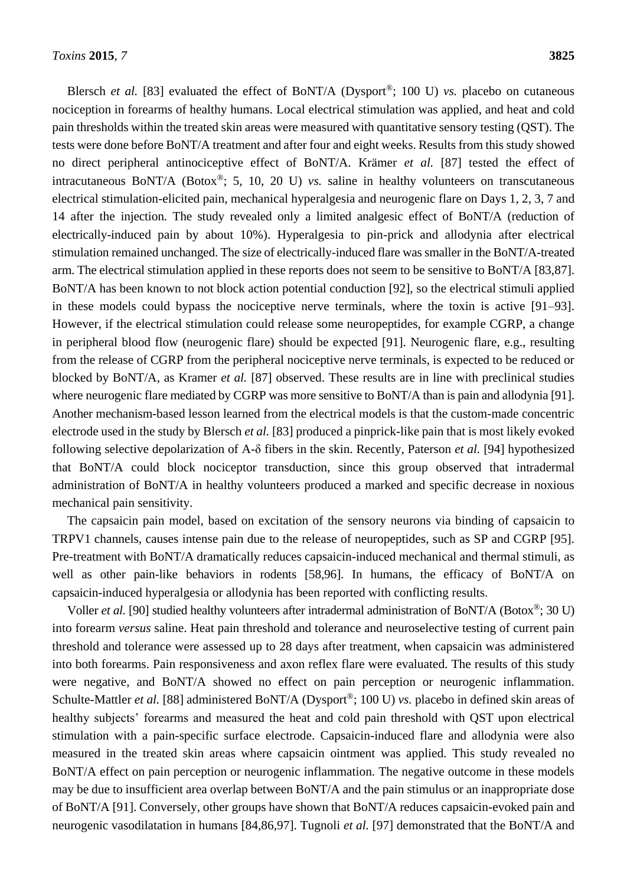Blersch *et al.* [83] evaluated the effect of BoNT/A (Dysport®; 100 U) *vs.* placebo on cutaneous nociception in forearms of healthy humans. Local electrical stimulation was applied, and heat and cold pain thresholds within the treated skin areas were measured with quantitative sensory testing (QST). The tests were done before BoNT/A treatment and after four and eight weeks. Results from this study showed no direct peripheral antinociceptive effect of BoNT/A. Krämer *et al.* [87] tested the effect of intracutaneous BoNT/A (Botox®; 5, 10, 20 U) *vs.* saline in healthy volunteers on transcutaneous electrical stimulation-elicited pain, mechanical hyperalgesia and neurogenic flare on Days 1, 2, 3, 7 and 14 after the injection. The study revealed only a limited analgesic effect of BoNT/A (reduction of electrically-induced pain by about 10%). Hyperalgesia to pin-prick and allodynia after electrical stimulation remained unchanged. The size of electrically-induced flare was smaller in the BoNT/A-treated arm. The electrical stimulation applied in these reports does not seem to be sensitive to BoNT/A [83,87]. BoNT/A has been known to not block action potential conduction [92], so the electrical stimuli applied in these models could bypass the nociceptive nerve terminals, where the toxin is active [91–93]. However, if the electrical stimulation could release some neuropeptides, for example CGRP, a change in peripheral blood flow (neurogenic flare) should be expected [91]. Neurogenic flare, e.g., resulting from the release of CGRP from the peripheral nociceptive nerve terminals, is expected to be reduced or blocked by BoNT/A, as Kramer *et al.* [87] observed. These results are in line with preclinical studies where neurogenic flare mediated by CGRP was more sensitive to BoNT/A than is pain and allodynia [91]. Another mechanism-based lesson learned from the electrical models is that the custom-made concentric electrode used in the study by Blersch *et al.* [83] produced a pinprick-like pain that is most likely evoked following selective depolarization of A-δ fibers in the skin. Recently, Paterson *et al.* [94] hypothesized that BoNT/A could block nociceptor transduction, since this group observed that intradermal administration of BoNT/A in healthy volunteers produced a marked and specific decrease in noxious mechanical pain sensitivity.

The capsaicin pain model, based on excitation of the sensory neurons via binding of capsaicin to TRPV1 channels, causes intense pain due to the release of neuropeptides, such as SP and CGRP [95]. Pre-treatment with BoNT/A dramatically reduces capsaicin-induced mechanical and thermal stimuli, as well as other pain-like behaviors in rodents [58,96]. In humans, the efficacy of BoNT/A on capsaicin-induced hyperalgesia or allodynia has been reported with conflicting results.

Voller *et al.* [90] studied healthy volunteers after intradermal administration of BoNT/A (Botox®; 30 U) into forearm *versus* saline. Heat pain threshold and tolerance and neuroselective testing of current pain threshold and tolerance were assessed up to 28 days after treatment, when capsaicin was administered into both forearms. Pain responsiveness and axon reflex flare were evaluated. The results of this study were negative, and BoNT/A showed no effect on pain perception or neurogenic inflammation. Schulte-Mattler *et al.* [88] administered BoNT/A (Dysport®; 100 U) *vs.* placebo in defined skin areas of healthy subjects' forearms and measured the heat and cold pain threshold with QST upon electrical stimulation with a pain-specific surface electrode. Capsaicin-induced flare and allodynia were also measured in the treated skin areas where capsaicin ointment was applied. This study revealed no BoNT/A effect on pain perception or neurogenic inflammation. The negative outcome in these models may be due to insufficient area overlap between BoNT/A and the pain stimulus or an inappropriate dose of BoNT/A [91]. Conversely, other groups have shown that BoNT/A reduces capsaicin-evoked pain and neurogenic vasodilatation in humans [84,86,97]. Tugnoli *et al.* [97] demonstrated that the BoNT/A and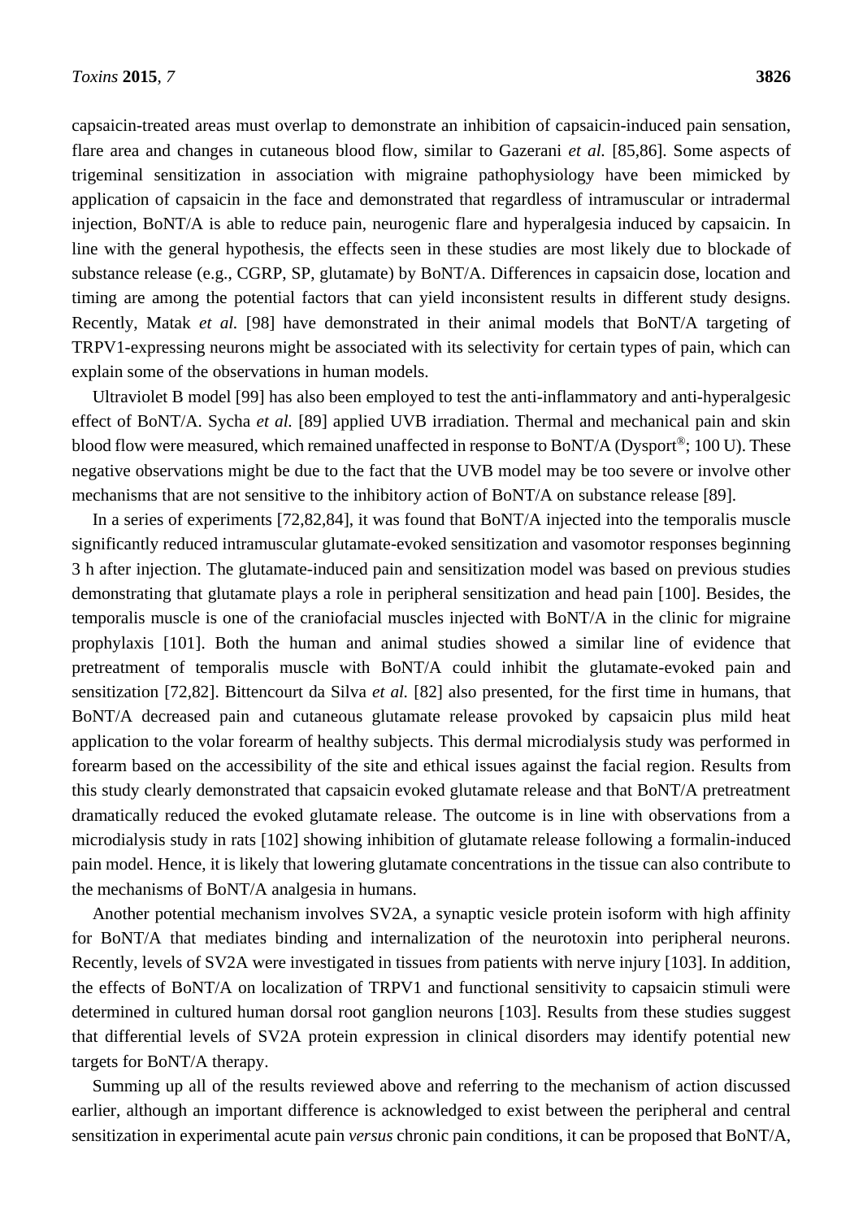capsaicin-treated areas must overlap to demonstrate an inhibition of capsaicin-induced pain sensation, flare area and changes in cutaneous blood flow, similar to Gazerani *et al.* [85,86]. Some aspects of trigeminal sensitization in association with migraine pathophysiology have been mimicked by application of capsaicin in the face and demonstrated that regardless of intramuscular or intradermal injection, BoNT/A is able to reduce pain, neurogenic flare and hyperalgesia induced by capsaicin. In line with the general hypothesis, the effects seen in these studies are most likely due to blockade of substance release (e.g., CGRP, SP, glutamate) by BoNT/A. Differences in capsaicin dose, location and timing are among the potential factors that can yield inconsistent results in different study designs. Recently, Matak *et al.* [98] have demonstrated in their animal models that BoNT/A targeting of TRPV1-expressing neurons might be associated with its selectivity for certain types of pain, which can explain some of the observations in human models.

Ultraviolet B model [99] has also been employed to test the anti-inflammatory and anti-hyperalgesic effect of BoNT/A. Sycha *et al.* [89] applied UVB irradiation. Thermal and mechanical pain and skin blood flow were measured, which remained unaffected in response to BoNT/A (Dysport®; 100 U). These negative observations might be due to the fact that the UVB model may be too severe or involve other mechanisms that are not sensitive to the inhibitory action of BoNT/A on substance release [89].

In a series of experiments [72,82,84], it was found that BoNT/A injected into the temporalis muscle significantly reduced intramuscular glutamate-evoked sensitization and vasomotor responses beginning 3 h after injection. The glutamate-induced pain and sensitization model was based on previous studies demonstrating that glutamate plays a role in peripheral sensitization and head pain [100]. Besides, the temporalis muscle is one of the craniofacial muscles injected with BoNT/A in the clinic for migraine prophylaxis [101]. Both the human and animal studies showed a similar line of evidence that pretreatment of temporalis muscle with BoNT/A could inhibit the glutamate-evoked pain and sensitization [72,82]. Bittencourt da Silva *et al.* [82] also presented, for the first time in humans, that BoNT/A decreased pain and cutaneous glutamate release provoked by capsaicin plus mild heat application to the volar forearm of healthy subjects. This dermal microdialysis study was performed in forearm based on the accessibility of the site and ethical issues against the facial region. Results from this study clearly demonstrated that capsaicin evoked glutamate release and that BoNT/A pretreatment dramatically reduced the evoked glutamate release. The outcome is in line with observations from a microdialysis study in rats [102] showing inhibition of glutamate release following a formalin-induced pain model. Hence, it is likely that lowering glutamate concentrations in the tissue can also contribute to the mechanisms of BoNT/A analgesia in humans.

Another potential mechanism involves SV2A, a synaptic vesicle protein isoform with high affinity for BoNT/A that mediates binding and internalization of the neurotoxin into peripheral neurons. Recently, levels of SV2A were investigated in tissues from patients with nerve injury [103]. In addition, the effects of BoNT/A on localization of TRPV1 and functional sensitivity to capsaicin stimuli were determined in cultured human dorsal root ganglion neurons [103]. Results from these studies suggest that differential levels of SV2A protein expression in clinical disorders may identify potential new targets for BoNT/A therapy.

Summing up all of the results reviewed above and referring to the mechanism of action discussed earlier, although an important difference is acknowledged to exist between the peripheral and central sensitization in experimental acute pain *versus* chronic pain conditions, it can be proposed that BoNT/A,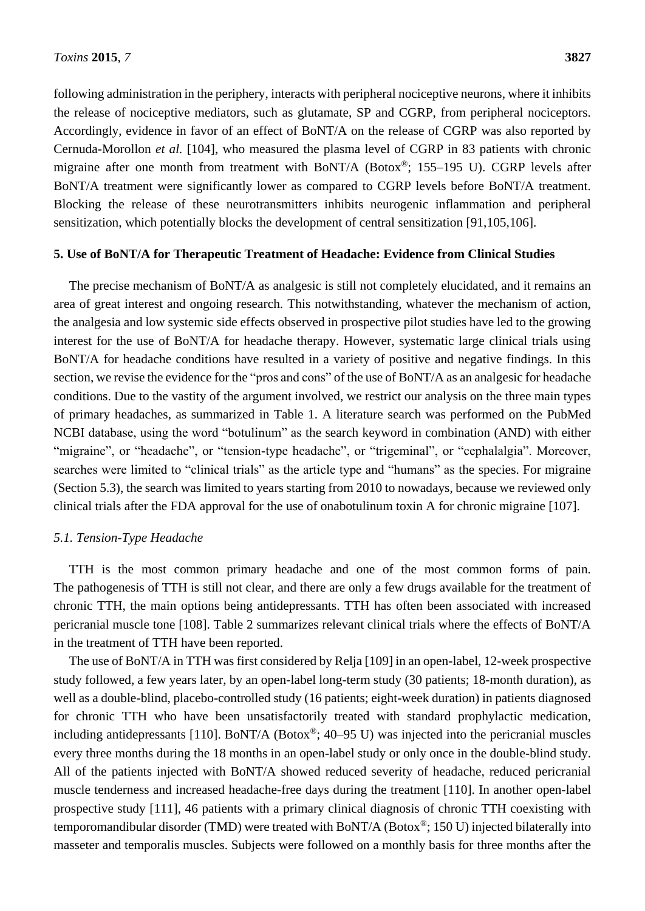following administration in the periphery, interacts with peripheral nociceptive neurons, where it inhibits the release of nociceptive mediators, such as glutamate, SP and CGRP, from peripheral nociceptors. Accordingly, evidence in favor of an effect of BoNT/A on the release of CGRP was also reported by Cernuda-Morollon *et al.* [104], who measured the plasma level of CGRP in 83 patients with chronic migraine after one month from treatment with BoNT/A (Botox®; 155–195 U). CGRP levels after BoNT/A treatment were significantly lower as compared to CGRP levels before BoNT/A treatment. Blocking the release of these neurotransmitters inhibits neurogenic inflammation and peripheral sensitization, which potentially blocks the development of central sensitization [91,105,106].

## 5. Use of BoNT/A for Therapeutic Treatment of Headache: Evidence from Clinical Studies

The precise mechanism of BoNT/A as analgesic is still not completely elucidated, and it remains an area of great interest and ongoing research. This notwithstanding, whatever the mechanism of action, the analgesia and low systemic side effects observed in prospective pilot studies have led to the growing interest for the use of BoNT/A for headache therapy. However, systematic large clinical trials using BoNT/A for headache conditions have resulted in a variety of positive and negative findings. In this section, we revise the evidence for the "pros and cons" of the use of BoNT/A as an analgesic for headache conditions. Due to the vastity of the argument involved, we restrict our analysis on the three main types of primary headaches, as summarized in Table 1. A literature search was performed on the PubMed NCBI database, using the word "botulinum" as the search keyword in combination (AND) with either "migraine", or "headache", or "tension-type headache", or "trigeminal", or "cephalalgia". Moreover, searches were limited to "clinical trials" as the article type and "humans" as the species. For migraine (Section 5.3), the search was limited to years starting from 2010 to nowadays, because we reviewed only clinical trials after the FDA approval for the use of onabotulinum toxin A for chronic migraine [107].

### *5.1. Tension-Type Headache*

TTH is the most common primary headache and one of the most common forms of pain. The pathogenesis of TTH is still not clear, and there are only a few drugs available for the treatment of chronic TTH, the main options being antidepressants. TTH has often been associated with increased pericranial muscle tone [108]. Table 2 summarizes relevant clinical trials where the effects of BoNT/A in the treatment of TTH have been reported.

The use of BoNT/A in TTH was first considered by Relja [109] in an open-label, 12-week prospective study followed, a few years later, by an open-label long-term study (30 patients; 18-month duration), as well as a double-blind, placebo-controlled study (16 patients; eight-week duration) in patients diagnosed for chronic TTH who have been unsatisfactorily treated with standard prophylactic medication, including antidepressants [110]. BoNT/A (Botox®; 40–95 U) was injected into the pericranial muscles every three months during the 18 months in an open-label study or only once in the double-blind study. All of the patients injected with BoNT/A showed reduced severity of headache, reduced pericranial muscle tenderness and increased headache-free days during the treatment [110]. In another open-label prospective study [111], 46 patients with a primary clinical diagnosis of chronic TTH coexisting with temporomandibular disorder (TMD) were treated with BoNT/A (Botox®; 150 U) injected bilaterally into masseter and temporalis muscles. Subjects were followed on a monthly basis for three months after the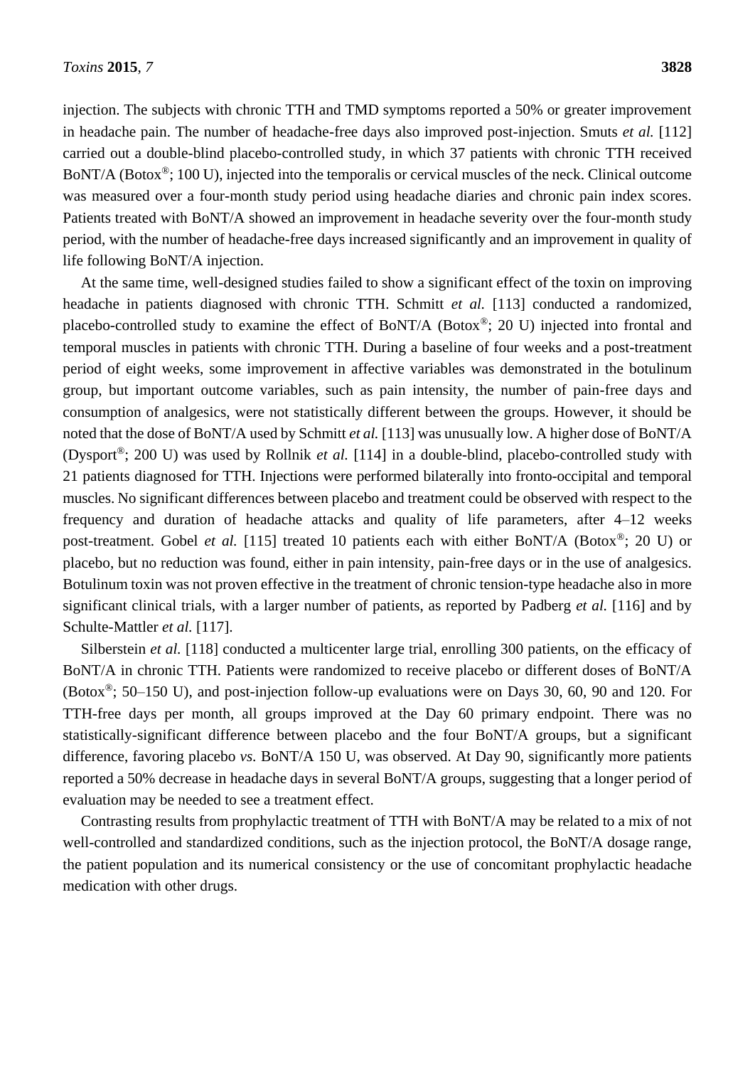injection. The subjects with chronic TTH and TMD symptoms reported a 50% or greater improvement in headache pain. The number of headache-free days also improved post-injection. Smuts *et al.* [112] carried out a double-blind placebo-controlled study, in which 37 patients with chronic TTH received BoNT/A (Botox®; 100 U), injected into the temporalis or cervical muscles of the neck. Clinical outcome was measured over a four-month study period using headache diaries and chronic pain index scores. Patients treated with BoNT/A showed an improvement in headache severity over the four-month study period, with the number of headache-free days increased significantly and an improvement in quality of life following BoNT/A injection.

At the same time, well-designed studies failed to show a significant effect of the toxin on improving headache in patients diagnosed with chronic TTH. Schmitt *et al.* [113] conducted a randomized, placebo-controlled study to examine the effect of BoNT/A (Botox®; 20 U) injected into frontal and temporal muscles in patients with chronic TTH. During a baseline of four weeks and a post-treatment period of eight weeks, some improvement in affective variables was demonstrated in the botulinum group, but important outcome variables, such as pain intensity, the number of pain-free days and consumption of analgesics, were not statistically different between the groups. However, it should be noted that the dose of BoNT/A used by Schmitt *et al.* [113] was unusually low. A higher dose of BoNT/A (Dysport®; 200 U) was used by Rollnik *et al.* [114] in a double-blind, placebo-controlled study with 21 patients diagnosed for TTH. Injections were performed bilaterally into fronto-occipital and temporal muscles. No significant differences between placebo and treatment could be observed with respect to the frequency and duration of headache attacks and quality of life parameters, after 4–12 weeks post-treatment. Gobel *et al.* [115] treated 10 patients each with either BoNT/A (Botox®; 20 U) or placebo, but no reduction was found, either in pain intensity, pain-free days or in the use of analgesics. Botulinum toxin was not proven effective in the treatment of chronic tension-type headache also in more significant clinical trials, with a larger number of patients, as reported by Padberg *et al.* [116] and by Schulte-Mattler *et al.* [117].

Silberstein *et al.* [118] conducted a multicenter large trial, enrolling 300 patients, on the efficacy of BoNT/A in chronic TTH. Patients were randomized to receive placebo or different doses of BoNT/A (Botox®; 50–150 U), and post-injection follow-up evaluations were on Days 30, 60, 90 and 120. For TTH-free days per month, all groups improved at the Day 60 primary endpoint. There was no statistically-significant difference between placebo and the four BoNT/A groups, but a significant difference, favoring placebo *vs.* BoNT/A 150 U, was observed. At Day 90, significantly more patients reported a 50% decrease in headache days in several BoNT/A groups, suggesting that a longer period of evaluation may be needed to see a treatment effect.

Contrasting results from prophylactic treatment of TTH with BoNT/A may be related to a mix of not well-controlled and standardized conditions, such as the injection protocol, the BoNT/A dosage range, the patient population and its numerical consistency or the use of concomitant prophylactic headache medication with other drugs.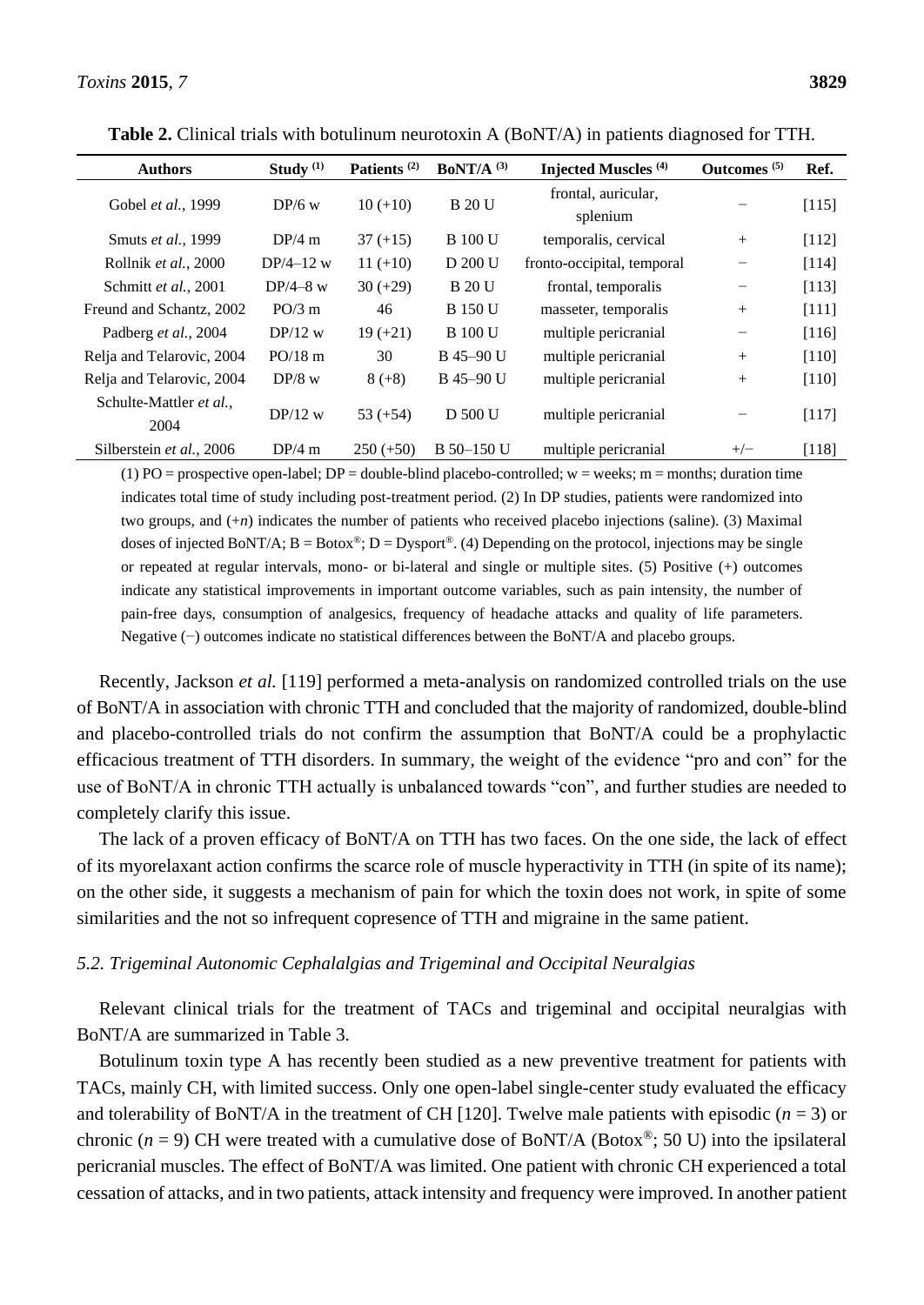**Table 2.** Clinical trials with botulinum neurotoxin A (BoNT/A) in patients diagnosed for TTH.

| Authors | Study (1) | Patients (2) | BoNT/A (3) | Injected Muscles (4) | Outcomes (5) | Ref. |
|---|---|---|---|---|---|---|
| Gobel *et al.*, 1999 | DP/6 w | 10 (+10) | B 20 U | frontal, auricular, splenium | − | [115] |
| Smuts *et al.*, 1999 | DP/4 m | 37 (+15) | B 100 U | temporalis, cervical | + | [112] |
| Rollnik *et al.*, 2000 | DP/4–12 w | 11 (+10) | D 200 U | fronto-occipital, temporal | − | [114] |
| Schmitt *et al.*, 2001 | DP/4–8 w | 30 (+29) | B 20 U | frontal, temporalis | − | [113] |
| Freund and Schantz, 2002 | PO/3 m | 46 | B 150 U | masseter, temporalis | + | [111] |
| Padberg *et al.*, 2004 | DP/12 w | 19 (+21) | B 100 U | multiple pericranial | − | [116] |
| Relja and Telarovic, 2004 | PO/18 m | 30 | B 45–90 U | multiple pericranial | + | [110] |
| Relja and Telarovic, 2004 | DP/8 w | 8 (+8) | B 45–90 U | multiple pericranial | + | [110] |
| Schulte-Mattler *et al.*, 2004 | DP/12 w | 53 (+54) | D 500 U | multiple pericranial | − | [117] |
| Silberstein *et al.*, 2006 | DP/4 m | 250 (+50) | B 50–150 U | multiple pericranial | +/− | [118] |

(1) PO = prospective open-label; DP = double-blind placebo-controlled; w = weeks; m = months; duration time indicates total time of study including post-treatment period. (2) In DP studies, patients were randomized into two groups, and (+*n*) indicates the number of patients who received placebo injections (saline). (3) Maximal doses of injected BoNT/A; B = Botox®; D = Dysport®. (4) Depending on the protocol, injections may be single or repeated at regular intervals, mono- or bi-lateral and single or multiple sites. (5) Positive (+) outcomes indicate any statistical improvements in important outcome variables, such as pain intensity, the number of pain-free days, consumption of analgesics, frequency of headache attacks and quality of life parameters. Negative (−) outcomes indicate no statistical differences between the BoNT/A and placebo groups.

Recently, Jackson *et al.* [119] performed a meta-analysis on randomized controlled trials on the use of BoNT/A in association with chronic TTH and concluded that the majority of randomized, double-blind and placebo-controlled trials do not confirm the assumption that BoNT/A could be a prophylactic efficacious treatment of TTH disorders. In summary, the weight of the evidence "pro and con" for the use of BoNT/A in chronic TTH actually is unbalanced towards "con", and further studies are needed to completely clarify this issue.

The lack of a proven efficacy of BoNT/A on TTH has two faces. On the one side, the lack of effect of its myorelaxant action confirms the scarce role of muscle hyperactivity in TTH (in spite of its name); on the other side, it suggests a mechanism of pain for which the toxin does not work, in spite of some similarities and the not so infrequent copresence of TTH and migraine in the same patient.

### *5.2. Trigeminal Autonomic Cephalalgias and Trigeminal and Occipital Neuralgias*

Relevant clinical trials for the treatment of TACs and trigeminal and occipital neuralgias with BoNT/A are summarized in Table 3.

Botulinum toxin type A has recently been studied as a new preventive treatment for patients with TACs, mainly CH, with limited success. Only one open-label single-center study evaluated the efficacy and tolerability of BoNT/A in the treatment of CH [120]. Twelve male patients with episodic ($n = 3$) or chronic ($n = 9$) CH were treated with a cumulative dose of BoNT/A (Botox®; 50 U) into the ipsilateral pericranial muscles. The effect of BoNT/A was limited. One patient with chronic CH experienced a total cessation of attacks, and in two patients, attack intensity and frequency were improved. In another patient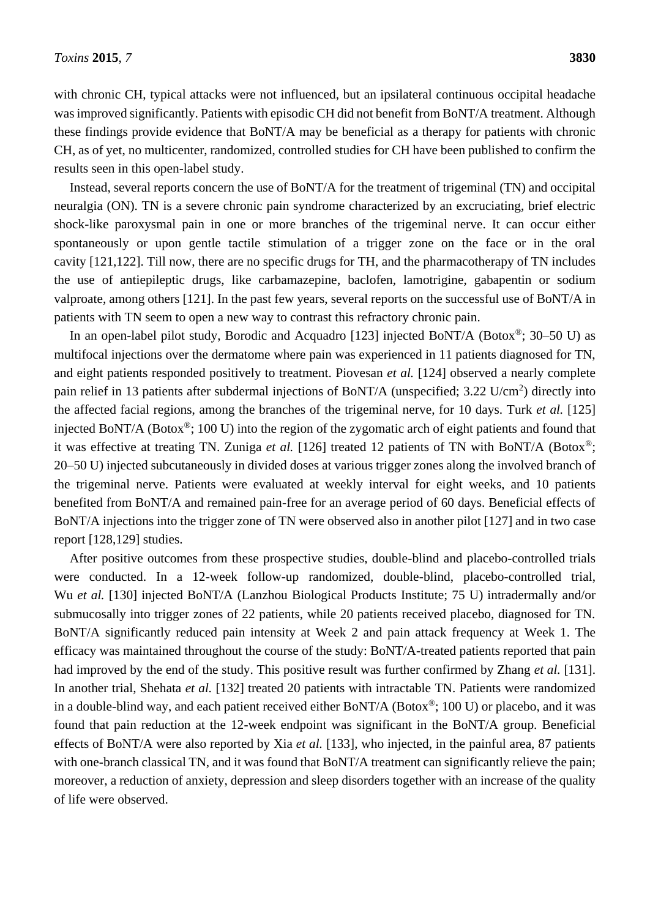with chronic CH, typical attacks were not influenced, but an ipsilateral continuous occipital headache was improved significantly. Patients with episodic CH did not benefit from BoNT/A treatment. Although these findings provide evidence that BoNT/A may be beneficial as a therapy for patients with chronic CH, as of yet, no multicenter, randomized, controlled studies for CH have been published to confirm the results seen in this open-label study.

Instead, several reports concern the use of BoNT/A for the treatment of trigeminal (TN) and occipital neuralgia (ON). TN is a severe chronic pain syndrome characterized by an excruciating, brief electric shock-like paroxysmal pain in one or more branches of the trigeminal nerve. It can occur either spontaneously or upon gentle tactile stimulation of a trigger zone on the face or in the oral cavity [121,122]. Till now, there are no specific drugs for TH, and the pharmacotherapy of TN includes the use of antiepileptic drugs, like carbamazepine, baclofen, lamotrigine, gabapentin or sodium valproate, among others [121]. In the past few years, several reports on the successful use of BoNT/A in patients with TN seem to open a new way to contrast this refractory chronic pain.

In an open-label pilot study, Borodic and Acquadro [123] injected BoNT/A (Botox®; 30–50 U) as multifocal injections over the dermatome where pain was experienced in 11 patients diagnosed for TN, and eight patients responded positively to treatment. Piovesan *et al.* [124] observed a nearly complete pain relief in 13 patients after subdermal injections of BoNT/A (unspecified; 3.22 U/cm$^2$) directly into the affected facial regions, among the branches of the trigeminal nerve, for 10 days. Turk *et al.* [125] injected BoNT/A (Botox®; 100 U) into the region of the zygomatic arch of eight patients and found that it was effective at treating TN. Zuniga *et al.* [126] treated 12 patients of TN with BoNT/A (Botox®; 20–50 U) injected subcutaneously in divided doses at various trigger zones along the involved branch of the trigeminal nerve. Patients were evaluated at weekly interval for eight weeks, and 10 patients benefited from BoNT/A and remained pain-free for an average period of 60 days. Beneficial effects of BoNT/A injections into the trigger zone of TN were observed also in another pilot [127] and in two case report [128,129] studies.

After positive outcomes from these prospective studies, double-blind and placebo-controlled trials were conducted. In a 12-week follow-up randomized, double-blind, placebo-controlled trial, Wu *et al.* [130] injected BoNT/A (Lanzhou Biological Products Institute; 75 U) intradermally and/or submucosally into trigger zones of 22 patients, while 20 patients received placebo, diagnosed for TN. BoNT/A significantly reduced pain intensity at Week 2 and pain attack frequency at Week 1. The efficacy was maintained throughout the course of the study: BoNT/A-treated patients reported that pain had improved by the end of the study. This positive result was further confirmed by Zhang *et al.* [131]. In another trial, Shehata *et al.* [132] treated 20 patients with intractable TN. Patients were randomized in a double-blind way, and each patient received either BoNT/A (Botox®; 100 U) or placebo, and it was found that pain reduction at the 12-week endpoint was significant in the BoNT/A group. Beneficial effects of BoNT/A were also reported by Xia *et al.* [133], who injected, in the painful area, 87 patients with one-branch classical TN, and it was found that BoNT/A treatment can significantly relieve the pain; moreover, a reduction of anxiety, depression and sleep disorders together with an increase of the quality of life were observed.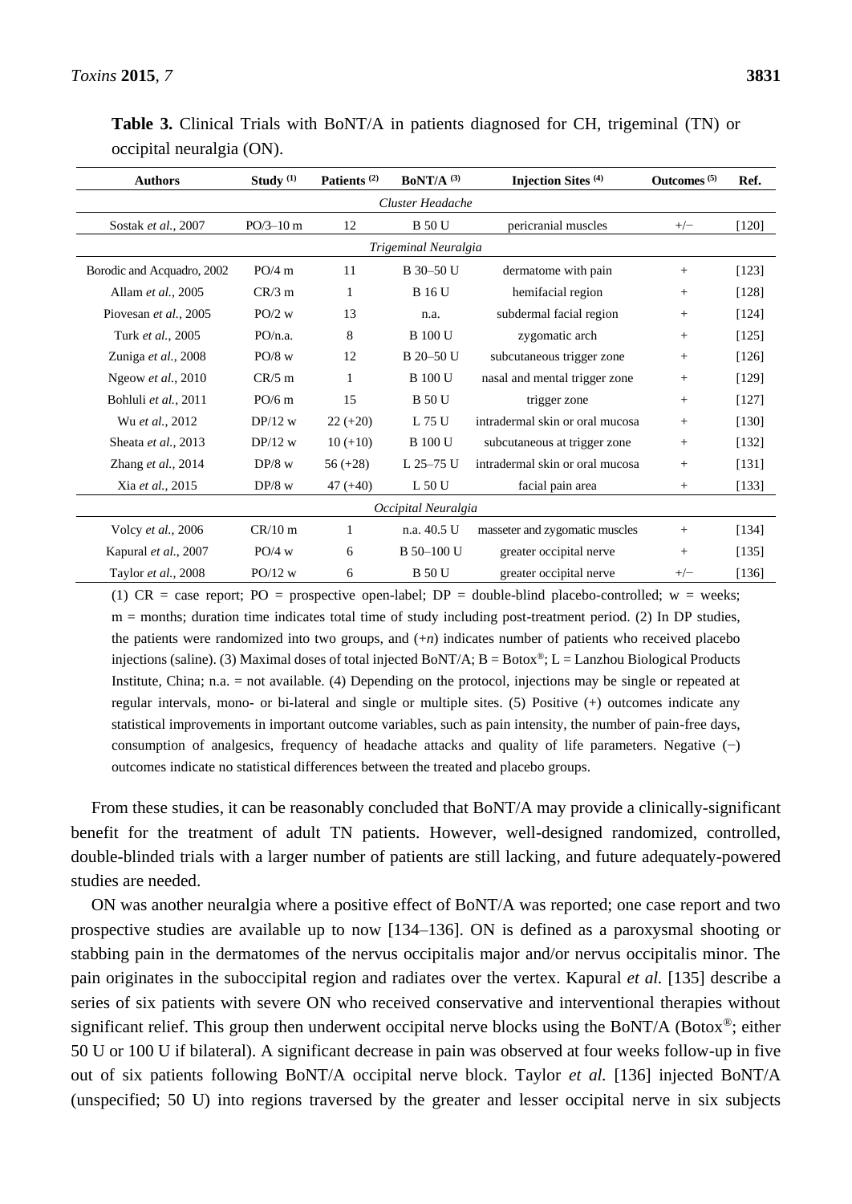**Table 3.** Clinical Trials with BoNT/A in patients diagnosed for CH, trigeminal (TN) or occipital neuralgia (ON).

| Authors | Study (1) | Patients (2) | BoNT/A (3) | Injection Sites (4) | Outcomes (5) | Ref. |
|---|---|---|---|---|---|---|
| *Cluster Headache* | | | | | | |
| Sostak *et al.*, 2007 | PO/3–10 m | 12 | B 50 U | pericranial muscles | +/− | [120] |
| *Trigeminal Neuralgia* | | | | | | |
| Borodic and Acquadro, 2002 | PO/4 m | 11 | B 30–50 U | dermatome with pain | + | [123] |
| Allam *et al.*, 2005 | CR/3 m | 1 | B 16 U | hemifacial region | + | [128] |
| Piovesan *et al.*, 2005 | PO/2 w | 13 | n.a. | subdermal facial region | + | [124] |
| Turk *et al.*, 2005 | PO/n.a. | 8 | B 100 U | zygomatic arch | + | [125] |
| Zuniga *et al.*, 2008 | PO/8 w | 12 | B 20–50 U | subcutaneous trigger zone | + | [126] |
| Ngeow *et al.*, 2010 | CR/5 m | 1 | B 100 U | nasal and mental trigger zone | + | [129] |
| Bohluli *et al.*, 2011 | PO/6 m | 15 | B 50 U | trigger zone | + | [127] |
| Wu *et al.*, 2012 | DP/12 w | 22 (+20) | L 75 U | intradermal skin or oral mucosa | + | [130] |
| Sheata *et al.*, 2013 | DP/12 w | 10 (+10) | B 100 U | subcutaneous at trigger zone | + | [132] |
| Zhang *et al.*, 2014 | DP/8 w | 56 (+28) | L 25–75 U | intradermal skin or oral mucosa | + | [131] |
| Xia *et al.*, 2015 | DP/8 w | 47 (+40) | L 50 U | facial pain area | + | [133] |
| *Occipital Neuralgia* | | | | | | |
| Volcy *et al.*, 2006 | CR/10 m | 1 | n.a. 40.5 U | masseter and zygomatic muscles | + | [134] |
| Kapural *et al.*, 2007 | PO/4 w | 6 | B 50–100 U | greater occipital nerve | + | [135] |
| Taylor *et al.*, 2008 | PO/12 w | 6 | B 50 U | greater occipital nerve | +/− | [136] |

(1) CR = case report; PO = prospective open-label; DP = double-blind placebo-controlled; w = weeks; m = months; duration time indicates total time of study including post-treatment period. (2) In DP studies, the patients were randomized into two groups, and (+*n*) indicates number of patients who received placebo injections (saline). (3) Maximal doses of total injected BoNT/A; B = Botox®; L = Lanzhou Biological Products Institute, China; n.a. = not available. (4) Depending on the protocol, injections may be single or repeated at regular intervals, mono- or bi-lateral and single or multiple sites. (5) Positive (+) outcomes indicate any statistical improvements in important outcome variables, such as pain intensity, the number of pain-free days, consumption of analgesics, frequency of headache attacks and quality of life parameters. Negative (−) outcomes indicate no statistical differences between the treated and placebo groups.

From these studies, it can be reasonably concluded that BoNT/A may provide a clinically-significant benefit for the treatment of adult TN patients. However, well-designed randomized, controlled, double-blinded trials with a larger number of patients are still lacking, and future adequately-powered studies are needed.

ON was another neuralgia where a positive effect of BoNT/A was reported; one case report and two prospective studies are available up to now [134–136]. ON is defined as a paroxysmal shooting or stabbing pain in the dermatomes of the nervus occipitalis major and/or nervus occipitalis minor. The pain originates in the suboccipital region and radiates over the vertex. Kapural *et al.* [135] describe a series of six patients with severe ON who received conservative and interventional therapies without significant relief. This group then underwent occipital nerve blocks using the BoNT/A (Botox®; either 50 U or 100 U if bilateral). A significant decrease in pain was observed at four weeks follow-up in five out of six patients following BoNT/A occipital nerve block. Taylor *et al.* [136] injected BoNT/A (unspecified; 50 U) into regions traversed by the greater and lesser occipital nerve in six subjects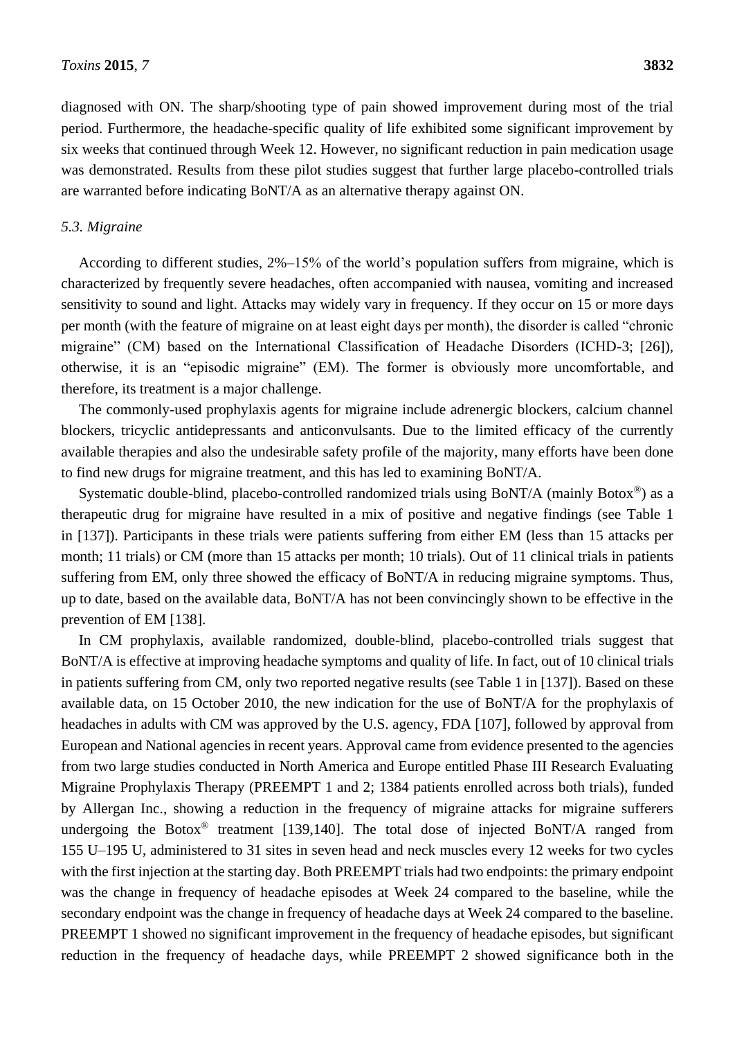diagnosed with ON. The sharp/shooting type of pain showed improvement during most of the trial period. Furthermore, the headache-specific quality of life exhibited some significant improvement by six weeks that continued through Week 12. However, no significant reduction in pain medication usage was demonstrated. Results from these pilot studies suggest that further large placebo-controlled trials are warranted before indicating BoNT/A as an alternative therapy against ON.

### *5.3. Migraine*

According to different studies, 2%–15% of the world's population suffers from migraine, which is characterized by frequently severe headaches, often accompanied with nausea, vomiting and increased sensitivity to sound and light. Attacks may widely vary in frequency. If they occur on 15 or more days per month (with the feature of migraine on at least eight days per month), the disorder is called "chronic migraine" (CM) based on the International Classification of Headache Disorders (ICHD-3; [26]), otherwise, it is an "episodic migraine" (EM). The former is obviously more uncomfortable, and therefore, its treatment is a major challenge.

The commonly-used prophylaxis agents for migraine include adrenergic blockers, calcium channel blockers, tricyclic antidepressants and anticonvulsants. Due to the limited efficacy of the currently available therapies and also the undesirable safety profile of the majority, many efforts have been done to find new drugs for migraine treatment, and this has led to examining BoNT/A.

Systematic double-blind, placebo-controlled randomized trials using BoNT/A (mainly Botox®) as a therapeutic drug for migraine have resulted in a mix of positive and negative findings (see Table 1 in [137]). Participants in these trials were patients suffering from either EM (less than 15 attacks per month; 11 trials) or CM (more than 15 attacks per month; 10 trials). Out of 11 clinical trials in patients suffering from EM, only three showed the efficacy of BoNT/A in reducing migraine symptoms. Thus, up to date, based on the available data, BoNT/A has not been convincingly shown to be effective in the prevention of EM [138].

In CM prophylaxis, available randomized, double-blind, placebo-controlled trials suggest that BoNT/A is effective at improving headache symptoms and quality of life. In fact, out of 10 clinical trials in patients suffering from CM, only two reported negative results (see Table 1 in [137]). Based on these available data, on 15 October 2010, the new indication for the use of BoNT/A for the prophylaxis of headaches in adults with CM was approved by the U.S. agency, FDA [107], followed by approval from European and National agencies in recent years. Approval came from evidence presented to the agencies from two large studies conducted in North America and Europe entitled Phase III Research Evaluating Migraine Prophylaxis Therapy (PREEMPT 1 and 2; 1384 patients enrolled across both trials), funded by Allergan Inc., showing a reduction in the frequency of migraine attacks for migraine sufferers undergoing the Botox® treatment [139,140]. The total dose of injected BoNT/A ranged from 155 U–195 U, administered to 31 sites in seven head and neck muscles every 12 weeks for two cycles with the first injection at the starting day. Both PREEMPT trials had two endpoints: the primary endpoint was the change in frequency of headache episodes at Week 24 compared to the baseline, while the secondary endpoint was the change in frequency of headache days at Week 24 compared to the baseline. PREEMPT 1 showed no significant improvement in the frequency of headache episodes, but significant reduction in the frequency of headache days, while PREEMPT 2 showed significance both in the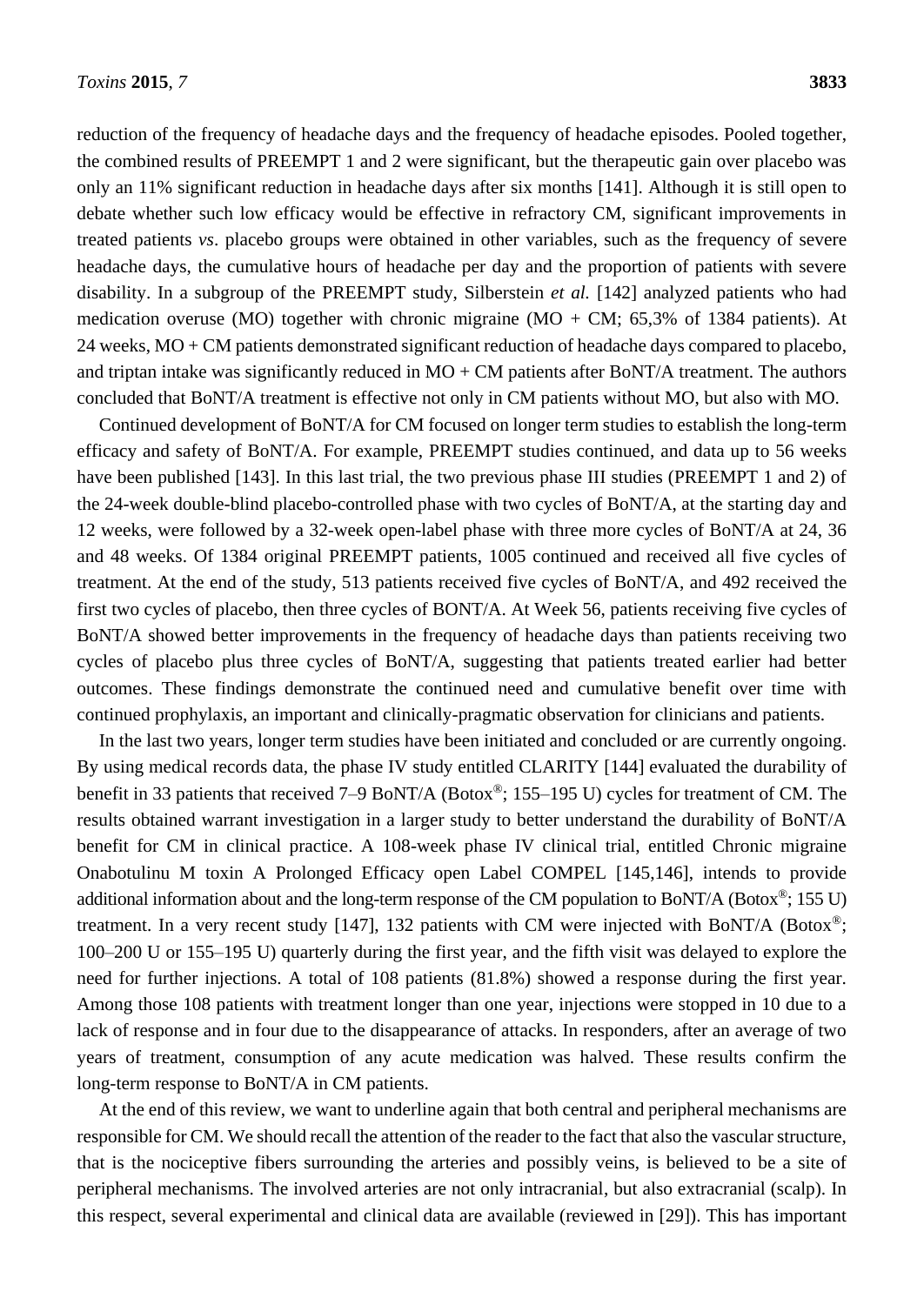reduction of the frequency of headache days and the frequency of headache episodes. Pooled together, the combined results of PREEMPT 1 and 2 were significant, but the therapeutic gain over placebo was only an 11% significant reduction in headache days after six months [141]. Although it is still open to debate whether such low efficacy would be effective in refractory CM, significant improvements in treated patients *vs*. placebo groups were obtained in other variables, such as the frequency of severe headache days, the cumulative hours of headache per day and the proportion of patients with severe disability. In a subgroup of the PREEMPT study, Silberstein *et al.* [142] analyzed patients who had medication overuse (MO) together with chronic migraine (MO + CM; 65,3% of 1384 patients). At 24 weeks, MO + CM patients demonstrated significant reduction of headache days compared to placebo, and triptan intake was significantly reduced in MO + CM patients after BoNT/A treatment. The authors concluded that BoNT/A treatment is effective not only in CM patients without MO, but also with MO.

Continued development of BoNT/A for CM focused on longer term studies to establish the long-term efficacy and safety of BoNT/A. For example, PREEMPT studies continued, and data up to 56 weeks have been published [143]. In this last trial, the two previous phase III studies (PREEMPT 1 and 2) of the 24-week double-blind placebo-controlled phase with two cycles of BoNT/A, at the starting day and 12 weeks, were followed by a 32-week open-label phase with three more cycles of BoNT/A at 24, 36 and 48 weeks. Of 1384 original PREEMPT patients, 1005 continued and received all five cycles of treatment. At the end of the study, 513 patients received five cycles of BoNT/A, and 492 received the first two cycles of placebo, then three cycles of BONT/A. At Week 56, patients receiving five cycles of BoNT/A showed better improvements in the frequency of headache days than patients receiving two cycles of placebo plus three cycles of BoNT/A, suggesting that patients treated earlier had better outcomes. These findings demonstrate the continued need and cumulative benefit over time with continued prophylaxis, an important and clinically-pragmatic observation for clinicians and patients.

In the last two years, longer term studies have been initiated and concluded or are currently ongoing. By using medical records data, the phase IV study entitled CLARITY [144] evaluated the durability of benefit in 33 patients that received 7–9 BoNT/A (Botox®; 155–195 U) cycles for treatment of CM. The results obtained warrant investigation in a larger study to better understand the durability of BoNT/A benefit for CM in clinical practice. A 108-week phase IV clinical trial, entitled Chronic migraine Onabotulinu M toxin A Prolonged Efficacy open Label COMPEL [145,146], intends to provide additional information about and the long-term response of the CM population to BoNT/A (Botox®; 155 U) treatment. In a very recent study [147], 132 patients with CM were injected with BoNT/A (Botox®; 100–200 U or 155–195 U) quarterly during the first year, and the fifth visit was delayed to explore the need for further injections. A total of 108 patients (81.8%) showed a response during the first year. Among those 108 patients with treatment longer than one year, injections were stopped in 10 due to a lack of response and in four due to the disappearance of attacks. In responders, after an average of two years of treatment, consumption of any acute medication was halved. These results confirm the long-term response to BoNT/A in CM patients.

At the end of this review, we want to underline again that both central and peripheral mechanisms are responsible for CM. We should recall the attention of the reader to the fact that also the vascular structure, that is the nociceptive fibers surrounding the arteries and possibly veins, is believed to be a site of peripheral mechanisms. The involved arteries are not only intracranial, but also extracranial (scalp). In this respect, several experimental and clinical data are available (reviewed in [29]). This has important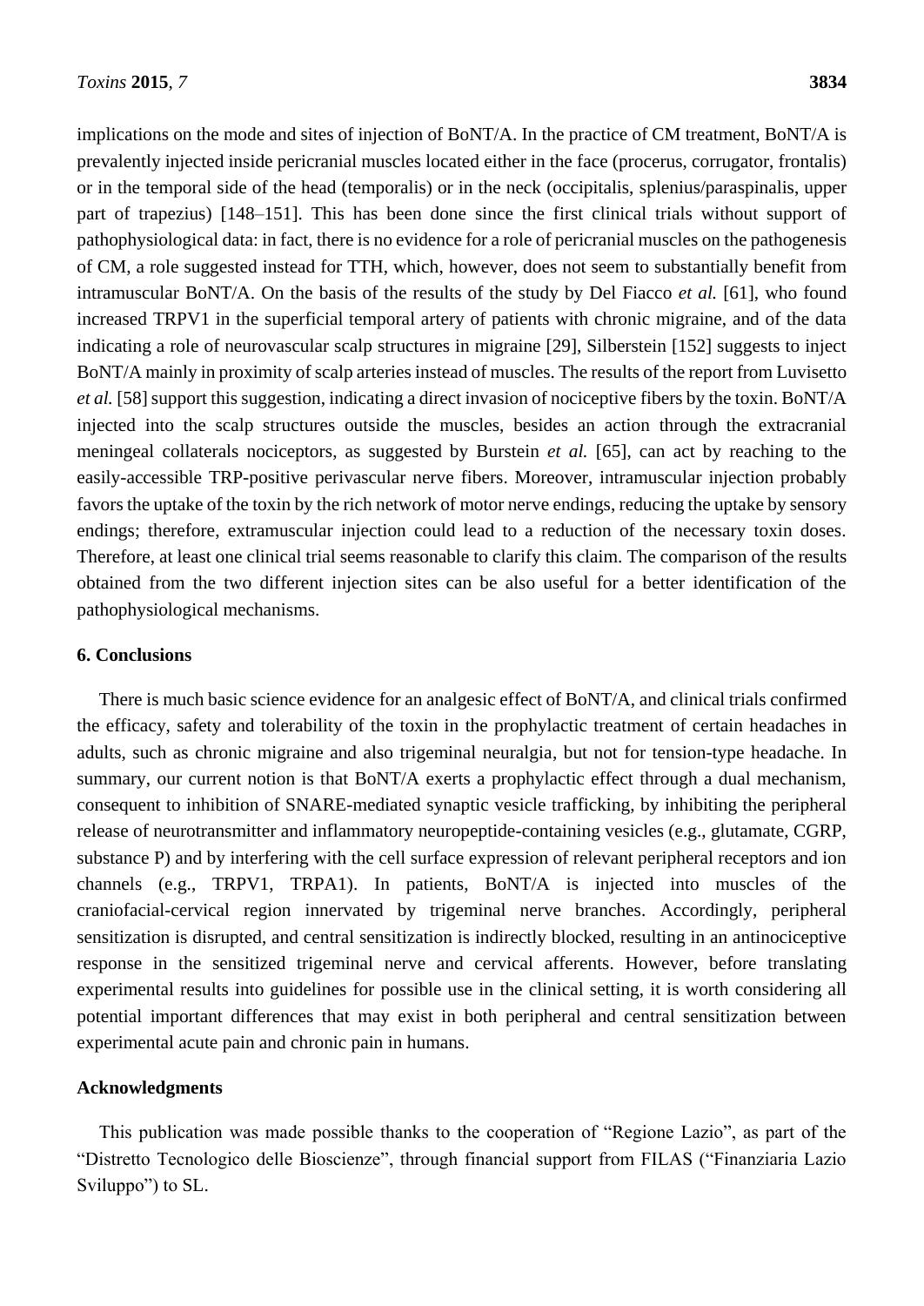implications on the mode and sites of injection of BoNT/A. In the practice of CM treatment, BoNT/A is prevalently injected inside pericranial muscles located either in the face (procerus, corrugator, frontalis) or in the temporal side of the head (temporalis) or in the neck (occipitalis, splenius/paraspinalis, upper part of trapezius) [148–151]. This has been done since the first clinical trials without support of pathophysiological data: in fact, there is no evidence for a role of pericranial muscles on the pathogenesis of CM, a role suggested instead for TTH, which, however, does not seem to substantially benefit from intramuscular BoNT/A. On the basis of the results of the study by Del Fiacco *et al.* [61], who found increased TRPV1 in the superficial temporal artery of patients with chronic migraine, and of the data indicating a role of neurovascular scalp structures in migraine [29], Silberstein [152] suggests to inject BoNT/A mainly in proximity of scalp arteries instead of muscles. The results of the report from Luvisetto *et al.* [58] support this suggestion, indicating a direct invasion of nociceptive fibers by the toxin. BoNT/A injected into the scalp structures outside the muscles, besides an action through the extracranial meningeal collaterals nociceptors, as suggested by Burstein *et al.* [65], can act by reaching to the easily-accessible TRP-positive perivascular nerve fibers. Moreover, intramuscular injection probably favors the uptake of the toxin by the rich network of motor nerve endings, reducing the uptake by sensory endings; therefore, extramuscular injection could lead to a reduction of the necessary toxin doses. Therefore, at least one clinical trial seems reasonable to clarify this claim. The comparison of the results obtained from the two different injection sites can be also useful for a better identification of the pathophysiological mechanisms.

## 6. Conclusions

There is much basic science evidence for an analgesic effect of BoNT/A, and clinical trials confirmed the efficacy, safety and tolerability of the toxin in the prophylactic treatment of certain headaches in adults, such as chronic migraine and also trigeminal neuralgia, but not for tension-type headache. In summary, our current notion is that BoNT/A exerts a prophylactic effect through a dual mechanism, consequent to inhibition of SNARE-mediated synaptic vesicle trafficking, by inhibiting the peripheral release of neurotransmitter and inflammatory neuropeptide-containing vesicles (e.g., glutamate, CGRP, substance P) and by interfering with the cell surface expression of relevant peripheral receptors and ion channels (e.g., TRPV1, TRPA1). In patients, BoNT/A is injected into muscles of the craniofacial-cervical region innervated by trigeminal nerve branches. Accordingly, peripheral sensitization is disrupted, and central sensitization is indirectly blocked, resulting in an antinociceptive response in the sensitized trigeminal nerve and cervical afferents. However, before translating experimental results into guidelines for possible use in the clinical setting, it is worth considering all potential important differences that may exist in both peripheral and central sensitization between experimental acute pain and chronic pain in humans.

## Acknowledgments

This publication was made possible thanks to the cooperation of "Regione Lazio", as part of the "Distretto Tecnologico delle Bioscienze", through financial support from FILAS ("Finanziaria Lazio Sviluppo") to SL.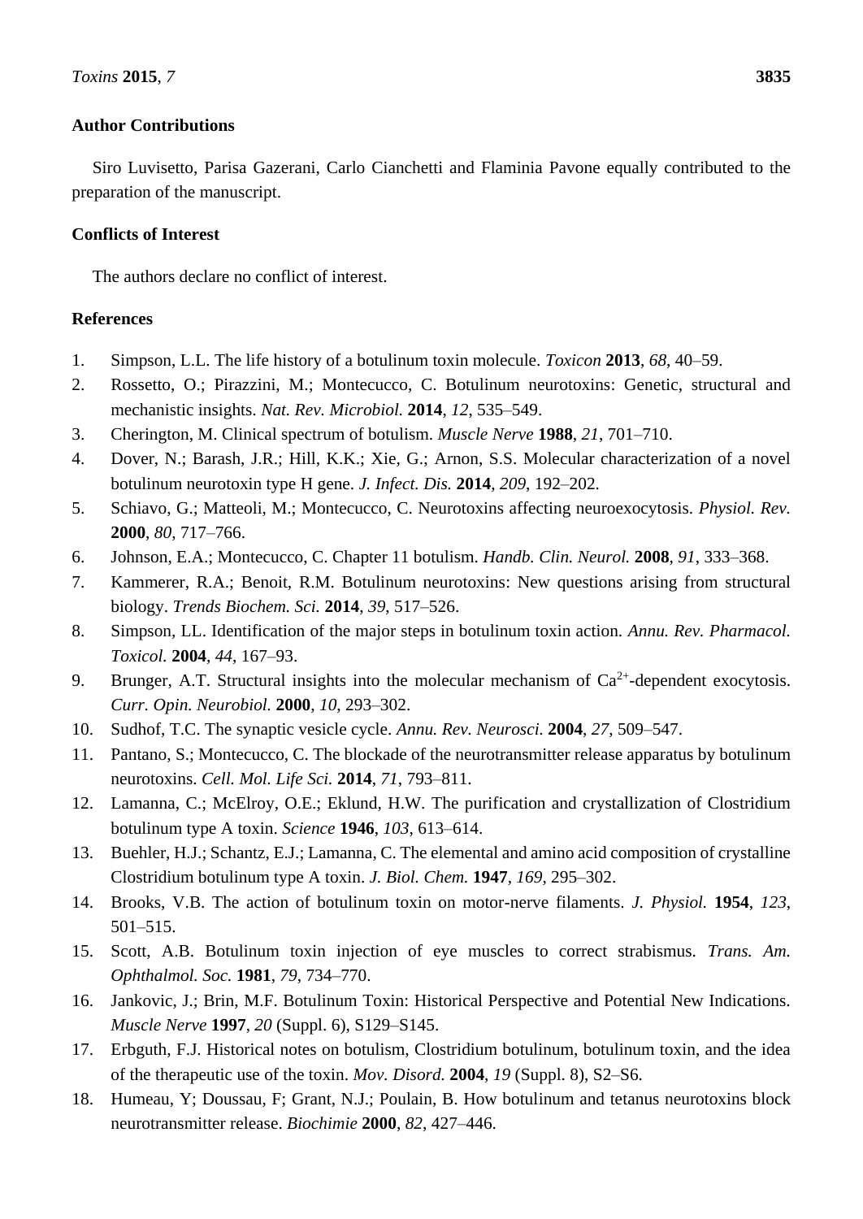## Author Contributions

Siro Luvisetto, Parisa Gazerani, Carlo Cianchetti and Flaminia Pavone equally contributed to the preparation of the manuscript.

## Conflicts of Interest

The authors declare no conflict of interest.

## References

1. Simpson, L.L. The life history of a botulinum toxin molecule. *Toxicon* **2013**, *68*, 40–59.
2. Rossetto, O.; Pirazzini, M.; Montecucco, C. Botulinum neurotoxins: Genetic, structural and mechanistic insights. *Nat. Rev. Microbiol.* **2014**, *12*, 535–549.
3. Cherington, M. Clinical spectrum of botulism. *Muscle Nerve* **1988**, *21*, 701–710.
4. Dover, N.; Barash, J.R.; Hill, K.K.; Xie, G.; Arnon, S.S. Molecular characterization of a novel botulinum neurotoxin type H gene. *J. Infect. Dis.* **2014**, *209*, 192–202.
5. Schiavo, G.; Matteoli, M.; Montecucco, C. Neurotoxins affecting neuroexocytosis. *Physiol. Rev.* **2000**, *80*, 717–766.
6. Johnson, E.A.; Montecucco, C. Chapter 11 botulism. *Handb. Clin. Neurol.* **2008**, *91*, 333–368.
7. Kammerer, R.A.; Benoit, R.M. Botulinum neurotoxins: New questions arising from structural biology. *Trends Biochem. Sci.* **2014**, *39*, 517–526.
8. Simpson, LL. Identification of the major steps in botulinum toxin action. *Annu. Rev. Pharmacol. Toxicol.* **2004**, *44*, 167–93.
9. Brunger, A.T. Structural insights into the molecular mechanism of $Ca^{2+}$-dependent exocytosis. *Curr. Opin. Neurobiol.* **2000**, *10*, 293–302.
10. Sudhof, T.C. The synaptic vesicle cycle. *Annu. Rev. Neurosci.* **2004**, *27*, 509–547.
11. Pantano, S.; Montecucco, C. The blockade of the neurotransmitter release apparatus by botulinum neurotoxins. *Cell. Mol. Life Sci.* **2014**, *71*, 793–811.
12. Lamanna, C.; McElroy, O.E.; Eklund, H.W. The purification and crystallization of Clostridium botulinum type A toxin. *Science* **1946**, *103*, 613–614.
13. Buehler, H.J.; Schantz, E.J.; Lamanna, C. The elemental and amino acid composition of crystalline Clostridium botulinum type A toxin. *J. Biol. Chem.* **1947**, *169*, 295–302.
14. Brooks, V.B. The action of botulinum toxin on motor-nerve filaments. *J. Physiol.* **1954**, *123*, 501–515.
15. Scott, A.B. Botulinum toxin injection of eye muscles to correct strabismus. *Trans. Am. Ophthalmol. Soc.* **1981**, *79*, 734–770.
16. Jankovic, J.; Brin, M.F. Botulinum Toxin: Historical Perspective and Potential New Indications. *Muscle Nerve* **1997**, *20* (Suppl. 6), S129–S145.
17. Erbguth, F.J. Historical notes on botulism, Clostridium botulinum, botulinum toxin, and the idea of the therapeutic use of the toxin. *Mov. Disord.* **2004**, *19* (Suppl. 8), S2–S6.
18. Humeau, Y; Doussau, F; Grant, N.J.; Poulain, B. How botulinum and tetanus neurotoxins block neurotransmitter release. *Biochimie* **2000**, *82*, 427–446.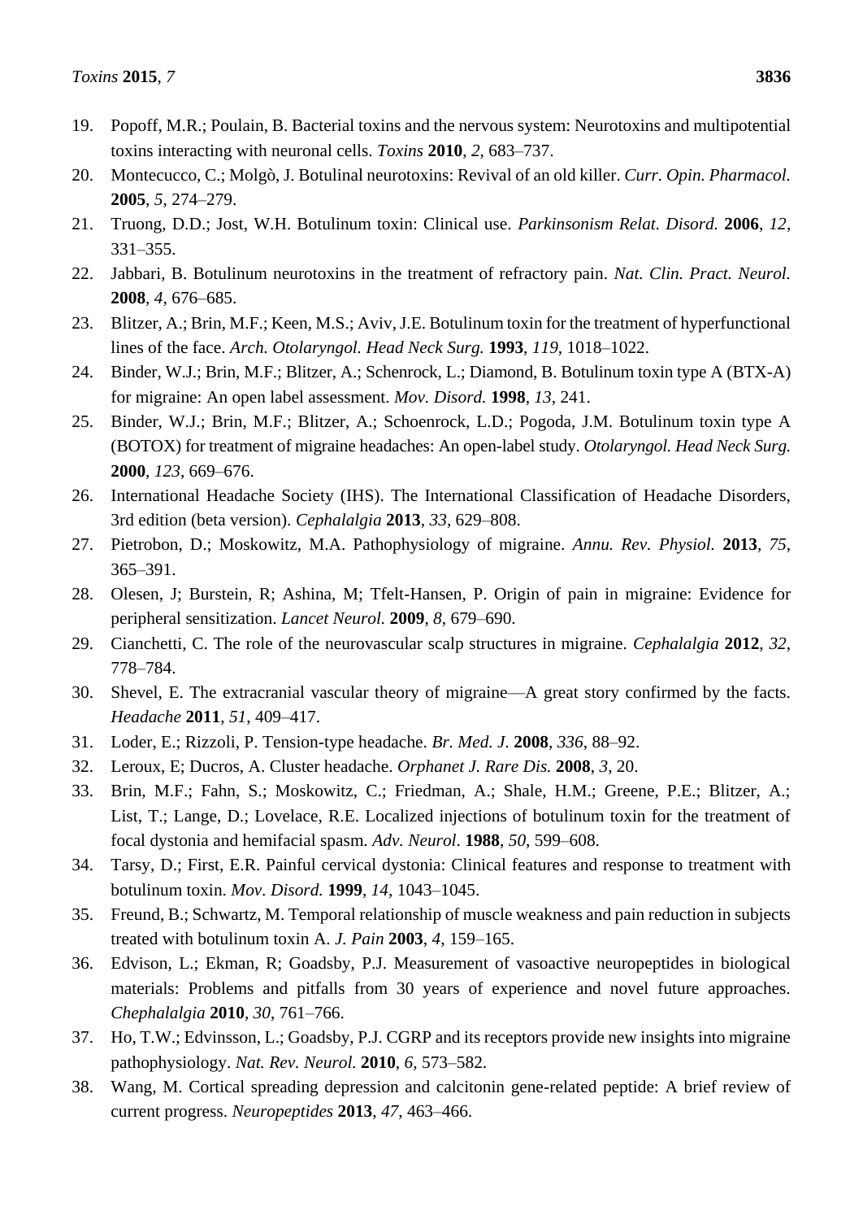19. Popoff, M.R.; Poulain, B. Bacterial toxins and the nervous system: Neurotoxins and multipotential toxins interacting with neuronal cells. *Toxins* **2010**, *2*, 683–737.
20. Montecucco, C.; Molgò, J. Botulinal neurotoxins: Revival of an old killer. *Curr. Opin. Pharmacol.* **2005**, *5*, 274–279.
21. Truong, D.D.; Jost, W.H. Botulinum toxin: Clinical use. *Parkinsonism Relat. Disord.* **2006**, *12*, 331–355.
22. Jabbari, B. Botulinum neurotoxins in the treatment of refractory pain. *Nat. Clin. Pract. Neurol.* **2008**, *4*, 676–685.
23. Blitzer, A.; Brin, M.F.; Keen, M.S.; Aviv, J.E. Botulinum toxin for the treatment of hyperfunctional lines of the face. *Arch. Otolaryngol. Head Neck Surg.* **1993**, *119*, 1018–1022.
24. Binder, W.J.; Brin, M.F.; Blitzer, A.; Schenrock, L.; Diamond, B. Botulinum toxin type A (BTX-A) for migraine: An open label assessment. *Mov. Disord.* **1998**, *13*, 241.
25. Binder, W.J.; Brin, M.F.; Blitzer, A.; Schoenrock, L.D.; Pogoda, J.M. Botulinum toxin type A (BOTOX) for treatment of migraine headaches: An open-label study. *Otolaryngol. Head Neck Surg.* **2000**, *123*, 669–676.
26. International Headache Society (IHS). The International Classification of Headache Disorders, 3rd edition (beta version). *Cephalalgia* **2013**, *33*, 629–808.
27. Pietrobon, D.; Moskowitz, M.A. Pathophysiology of migraine. *Annu. Rev. Physiol.* **2013**, *75*, 365–391.
28. Olesen, J; Burstein, R; Ashina, M; Tfelt-Hansen, P. Origin of pain in migraine: Evidence for peripheral sensitization. *Lancet Neurol.* **2009**, *8*, 679–690.
29. Cianchetti, C. The role of the neurovascular scalp structures in migraine. *Cephalalgia* **2012**, *32*, 778–784.
30. Shevel, E. The extracranial vascular theory of migraine—A great story confirmed by the facts. *Headache* **2011**, *51*, 409–417.
31. Loder, E.; Rizzoli, P. Tension-type headache. *Br. Med. J.* **2008**, *336*, 88–92.
32. Leroux, E; Ducros, A. Cluster headache. *Orphanet J. Rare Dis.* **2008**, *3*, 20.
33. Brin, M.F.; Fahn, S.; Moskowitz, C.; Friedman, A.; Shale, H.M.; Greene, P.E.; Blitzer, A.; List, T.; Lange, D.; Lovelace, R.E. Localized injections of botulinum toxin for the treatment of focal dystonia and hemifacial spasm. *Adv. Neurol.* **1988**, *50*, 599–608.
34. Tarsy, D.; First, E.R. Painful cervical dystonia: Clinical features and response to treatment with botulinum toxin. *Mov. Disord.* **1999**, *14*, 1043–1045.
35. Freund, B.; Schwartz, M. Temporal relationship of muscle weakness and pain reduction in subjects treated with botulinum toxin A. *J. Pain* **2003**, *4*, 159–165.
36. Edvison, L.; Ekman, R; Goadsby, P.J. Measurement of vasoactive neuropeptides in biological materials: Problems and pitfalls from 30 years of experience and novel future approaches. *Chephalalgia* **2010**, *30*, 761–766.
37. Ho, T.W.; Edvinsson, L.; Goadsby, P.J. CGRP and its receptors provide new insights into migraine pathophysiology. *Nat. Rev. Neurol.* **2010**, *6*, 573–582.
38. Wang, M. Cortical spreading depression and calcitonin gene-related peptide: A brief review of current progress. *Neuropeptides* **2013**, *47*, 463–466.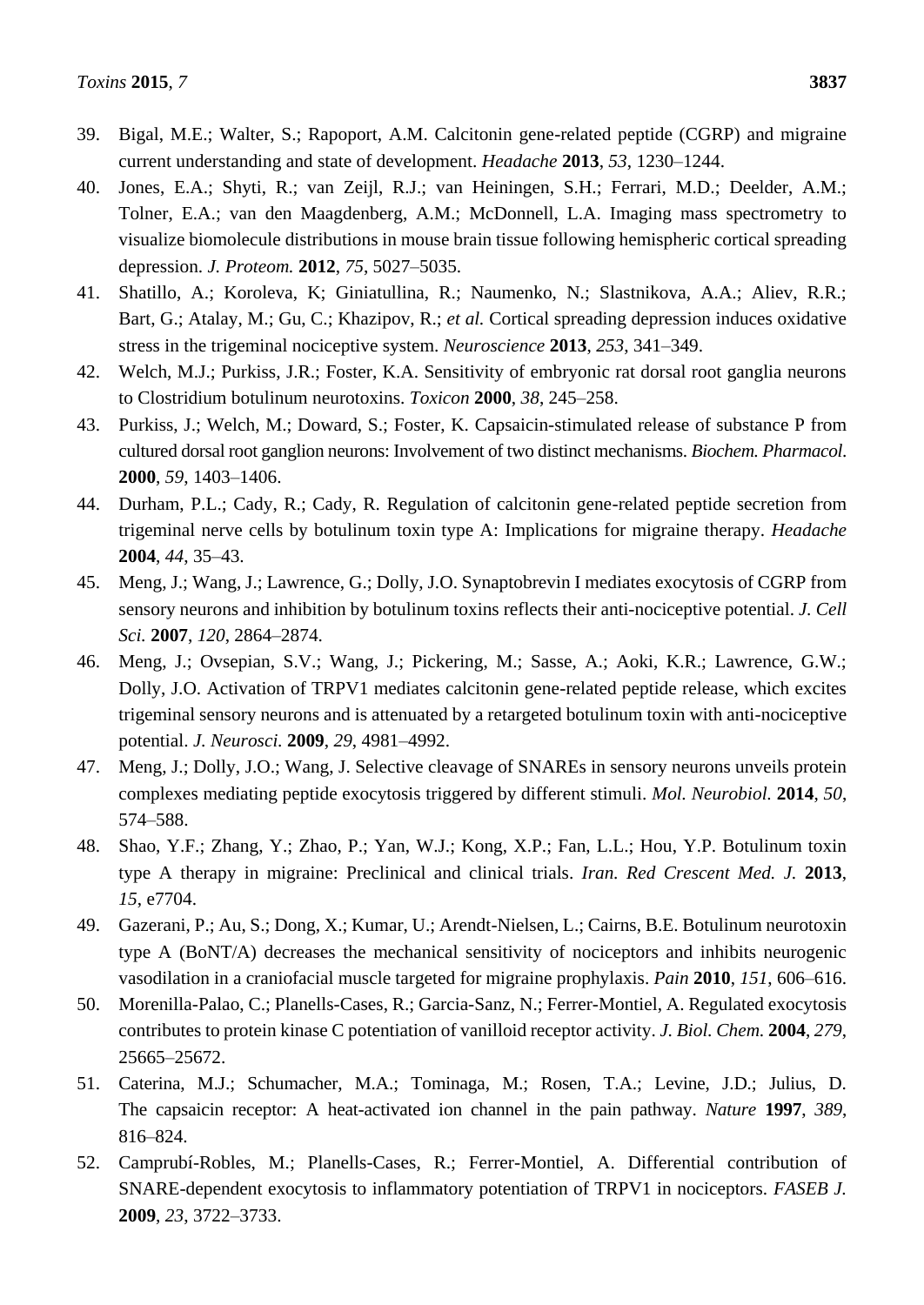39. Bigal, M.E.; Walter, S.; Rapoport, A.M. Calcitonin gene-related peptide (CGRP) and migraine current understanding and state of development. *Headache* **2013**, *53*, 1230–1244.
40. Jones, E.A.; Shyti, R.; van Zeijl, R.J.; van Heiningen, S.H.; Ferrari, M.D.; Deelder, A.M.; Tolner, E.A.; van den Maagdenberg, A.M.; McDonnell, L.A. Imaging mass spectrometry to visualize biomolecule distributions in mouse brain tissue following hemispheric cortical spreading depression. *J. Proteom.* **2012**, *75*, 5027–5035.
41. Shatillo, A.; Koroleva, K; Giniatullina, R.; Naumenko, N.; Slastnikova, A.A.; Aliev, R.R.; Bart, G.; Atalay, M.; Gu, C.; Khazipov, R.; *et al.* Cortical spreading depression induces oxidative stress in the trigeminal nociceptive system. *Neuroscience* **2013**, *253*, 341–349.
42. Welch, M.J.; Purkiss, J.R.; Foster, K.A. Sensitivity of embryonic rat dorsal root ganglia neurons to Clostridium botulinum neurotoxins. *Toxicon* **2000**, *38*, 245–258.
43. Purkiss, J.; Welch, M.; Doward, S.; Foster, K. Capsaicin-stimulated release of substance P from cultured dorsal root ganglion neurons: Involvement of two distinct mechanisms. *Biochem. Pharmacol.* **2000**, *59*, 1403–1406.
44. Durham, P.L.; Cady, R.; Cady, R. Regulation of calcitonin gene-related peptide secretion from trigeminal nerve cells by botulinum toxin type A: Implications for migraine therapy. *Headache* **2004**, *44*, 35–43.
45. Meng, J.; Wang, J.; Lawrence, G.; Dolly, J.O. Synaptobrevin I mediates exocytosis of CGRP from sensory neurons and inhibition by botulinum toxins reflects their anti-nociceptive potential. *J. Cell Sci.* **2007**, *120*, 2864–2874.
46. Meng, J.; Ovsepian, S.V.; Wang, J.; Pickering, M.; Sasse, A.; Aoki, K.R.; Lawrence, G.W.; Dolly, J.O. Activation of TRPV1 mediates calcitonin gene-related peptide release, which excites trigeminal sensory neurons and is attenuated by a retargeted botulinum toxin with anti-nociceptive potential. *J. Neurosci.* **2009**, *29*, 4981–4992.
47. Meng, J.; Dolly, J.O.; Wang, J. Selective cleavage of SNAREs in sensory neurons unveils protein complexes mediating peptide exocytosis triggered by different stimuli. *Mol. Neurobiol.* **2014**, *50*, 574–588.
48. Shao, Y.F.; Zhang, Y.; Zhao, P.; Yan, W.J.; Kong, X.P.; Fan, L.L.; Hou, Y.P. Botulinum toxin type A therapy in migraine: Preclinical and clinical trials. *Iran. Red Crescent Med. J.* **2013**, *15*, e7704.
49. Gazerani, P.; Au, S.; Dong, X.; Kumar, U.; Arendt-Nielsen, L.; Cairns, B.E. Botulinum neurotoxin type A (BoNT/A) decreases the mechanical sensitivity of nociceptors and inhibits neurogenic vasodilation in a craniofacial muscle targeted for migraine prophylaxis. *Pain* **2010**, *151*, 606–616.
50. Morenilla-Palao, C.; Planells-Cases, R.; Garcia-Sanz, N.; Ferrer-Montiel, A. Regulated exocytosis contributes to protein kinase C potentiation of vanilloid receptor activity. *J. Biol. Chem.* **2004**, *279*, 25665–25672.
51. Caterina, M.J.; Schumacher, M.A.; Tominaga, M.; Rosen, T.A.; Levine, J.D.; Julius, D. The capsaicin receptor: A heat-activated ion channel in the pain pathway. *Nature* **1997**, *389*, 816–824.
52. Camprubí-Robles, M.; Planells-Cases, R.; Ferrer-Montiel, A. Differential contribution of SNARE-dependent exocytosis to inflammatory potentiation of TRPV1 in nociceptors. *FASEB J.* **2009**, *23*, 3722–3733.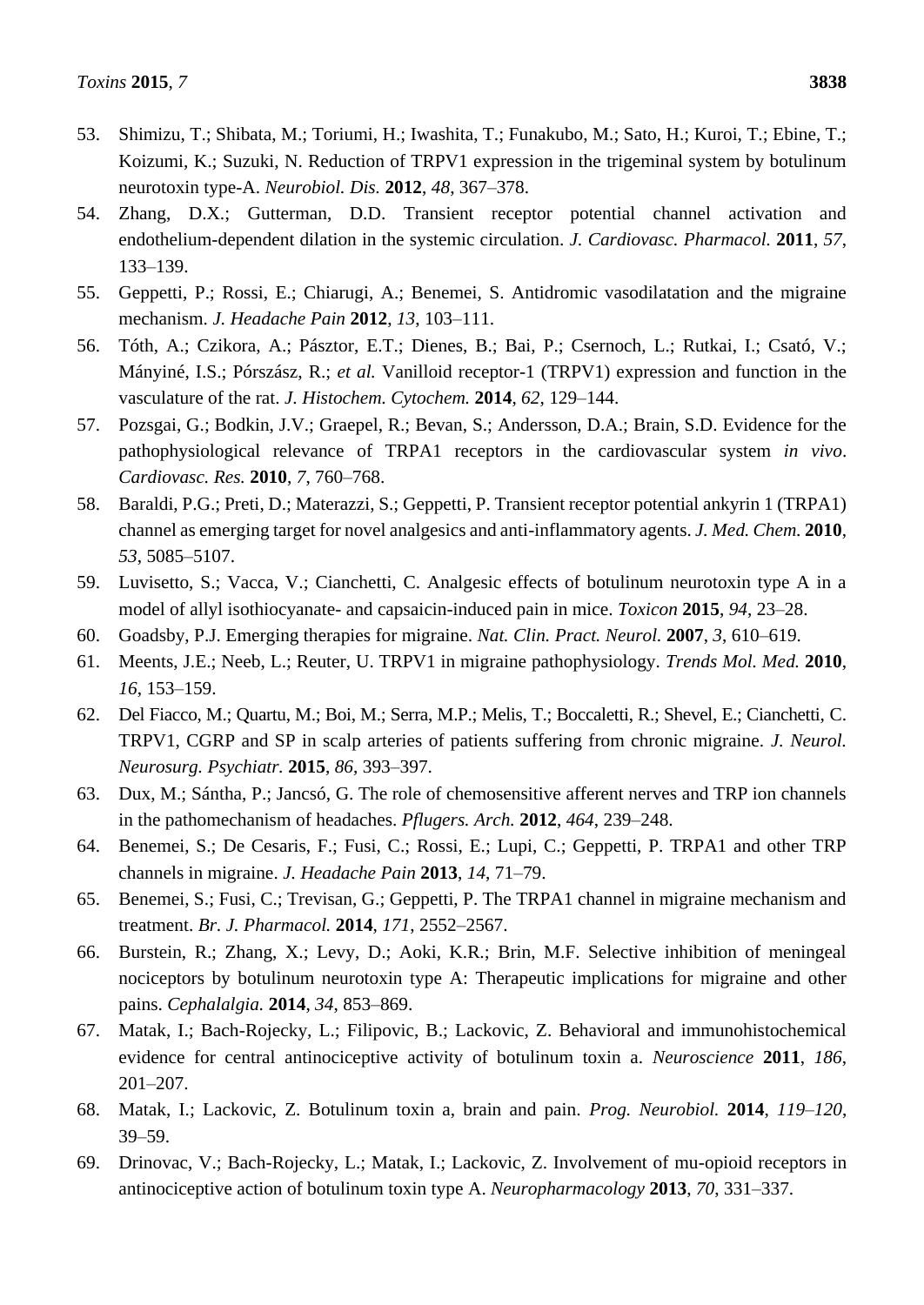53. Shimizu, T.; Shibata, M.; Toriumi, H.; Iwashita, T.; Funakubo, M.; Sato, H.; Kuroi, T.; Ebine, T.; Koizumi, K.; Suzuki, N. Reduction of TRPV1 expression in the trigeminal system by botulinum neurotoxin type-A. *Neurobiol. Dis.* **2012**, *48*, 367–378.
54. Zhang, D.X.; Gutterman, D.D. Transient receptor potential channel activation and endothelium-dependent dilation in the systemic circulation. *J. Cardiovasc. Pharmacol.* **2011**, *57*, 133–139.
55. Geppetti, P.; Rossi, E.; Chiarugi, A.; Benemei, S. Antidromic vasodilatation and the migraine mechanism. *J. Headache Pain* **2012**, *13*, 103–111.
56. Tóth, A.; Czikora, A.; Pásztor, E.T.; Dienes, B.; Bai, P.; Csernoch, L.; Rutkai, I.; Csató, V.; Mányiné, I.S.; Pórszász, R.; *et al.* Vanilloid receptor-1 (TRPV1) expression and function in the vasculature of the rat. *J. Histochem. Cytochem.* **2014**, *62*, 129–144.
57. Pozsgai, G.; Bodkin, J.V.; Graepel, R.; Bevan, S.; Andersson, D.A.; Brain, S.D. Evidence for the pathophysiological relevance of TRPA1 receptors in the cardiovascular system *in vivo*. *Cardiovasc. Res.* **2010**, *7*, 760–768.
58. Baraldi, P.G.; Preti, D.; Materazzi, S.; Geppetti, P. Transient receptor potential ankyrin 1 (TRPA1) channel as emerging target for novel analgesics and anti-inflammatory agents. *J. Med. Chem.* **2010**, *53*, 5085–5107.
59. Luvisetto, S.; Vacca, V.; Cianchetti, C. Analgesic effects of botulinum neurotoxin type A in a model of allyl isothiocyanate- and capsaicin-induced pain in mice. *Toxicon* **2015**, *94*, 23–28.
60. Goadsby, P.J. Emerging therapies for migraine. *Nat. Clin. Pract. Neurol.* **2007**, *3*, 610–619.
61. Meents, J.E.; Neeb, L.; Reuter, U. TRPV1 in migraine pathophysiology. *Trends Mol. Med.* **2010**, *16*, 153–159.
62. Del Fiacco, M.; Quartu, M.; Boi, M.; Serra, M.P.; Melis, T.; Boccaletti, R.; Shevel, E.; Cianchetti, C. TRPV1, CGRP and SP in scalp arteries of patients suffering from chronic migraine. *J. Neurol. Neurosurg. Psychiatr.* **2015**, *86*, 393–397.
63. Dux, M.; Sántha, P.; Jancsó, G. The role of chemosensitive afferent nerves and TRP ion channels in the pathomechanism of headaches. *Pflugers. Arch.* **2012**, *464*, 239–248.
64. Benemei, S.; De Cesaris, F.; Fusi, C.; Rossi, E.; Lupi, C.; Geppetti, P. TRPA1 and other TRP channels in migraine. *J. Headache Pain* **2013**, *14*, 71–79.
65. Benemei, S.; Fusi, C.; Trevisan, G.; Geppetti, P. The TRPA1 channel in migraine mechanism and treatment. *Br. J. Pharmacol.* **2014**, *171*, 2552–2567.
66. Burstein, R.; Zhang, X.; Levy, D.; Aoki, K.R.; Brin, M.F. Selective inhibition of meningeal nociceptors by botulinum neurotoxin type A: Therapeutic implications for migraine and other pains. *Cephalalgia.* **2014**, *34*, 853–869.
67. Matak, I.; Bach-Rojecky, L.; Filipovic, B.; Lackovic, Z. Behavioral and immunohistochemical evidence for central antinociceptive activity of botulinum toxin a. *Neuroscience* **2011**, *186*, 201–207.
68. Matak, I.; Lackovic, Z. Botulinum toxin a, brain and pain. *Prog. Neurobiol.* **2014**, *119–120*, 39–59.
69. Drinovac, V.; Bach-Rojecky, L.; Matak, I.; Lackovic, Z. Involvement of mu-opioid receptors in antinociceptive action of botulinum toxin type A. *Neuropharmacology* **2013**, *70*, 331–337.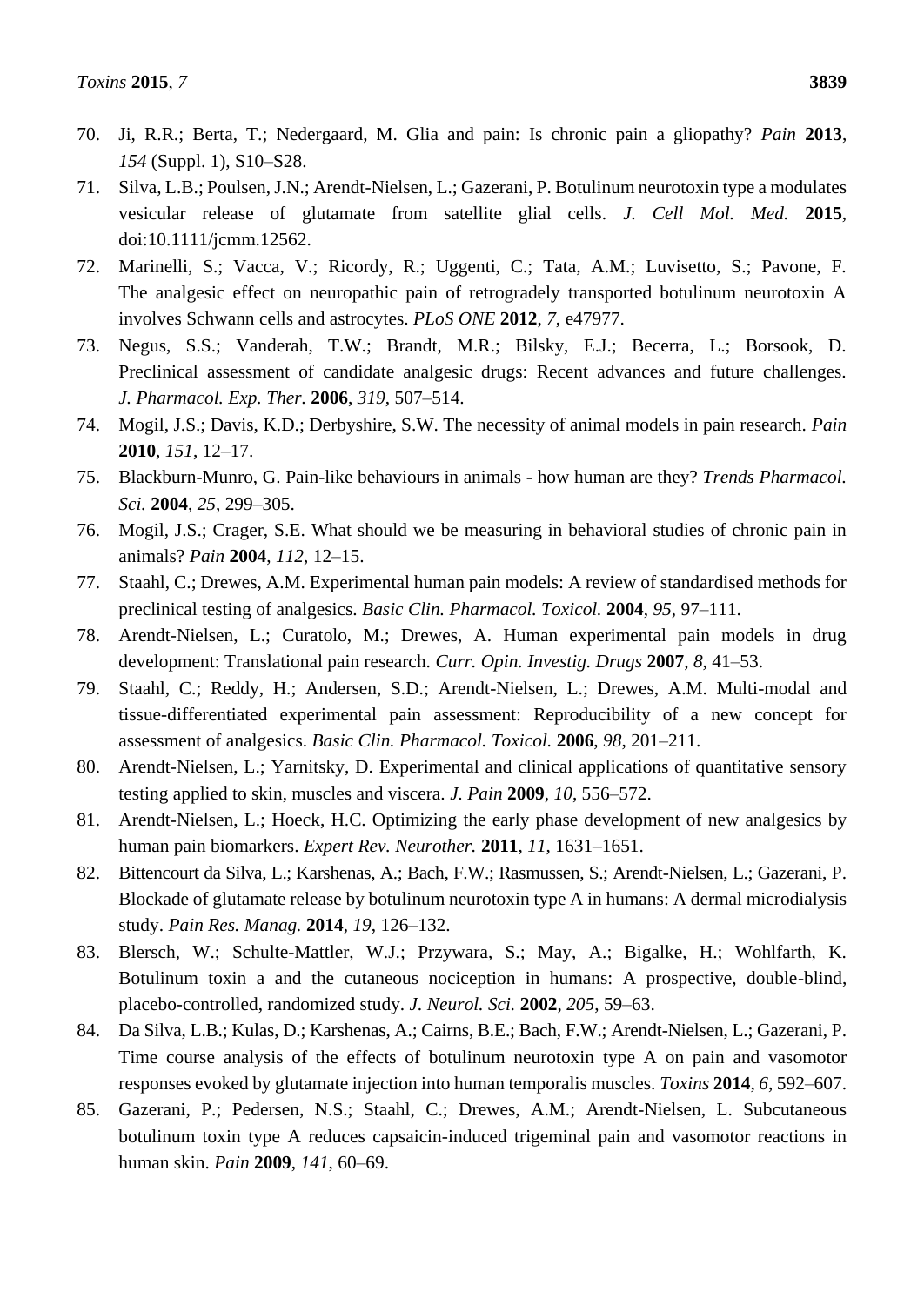70. Ji, R.R.; Berta, T.; Nedergaard, M. Glia and pain: Is chronic pain a gliopathy? *Pain* **2013**, *154* (Suppl. 1), S10–S28.
71. Silva, L.B.; Poulsen, J.N.; Arendt-Nielsen, L.; Gazerani, P. Botulinum neurotoxin type a modulates vesicular release of glutamate from satellite glial cells. *J. Cell Mol. Med.* **2015**, doi:10.1111/jcmm.12562.
72. Marinelli, S.; Vacca, V.; Ricordy, R.; Uggenti, C.; Tata, A.M.; Luvisetto, S.; Pavone, F. The analgesic effect on neuropathic pain of retrogradely transported botulinum neurotoxin A involves Schwann cells and astrocytes. *PLoS ONE* **2012**, *7*, e47977.
73. Negus, S.S.; Vanderah, T.W.; Brandt, M.R.; Bilsky, E.J.; Becerra, L.; Borsook, D. Preclinical assessment of candidate analgesic drugs: Recent advances and future challenges. *J. Pharmacol. Exp. Ther.* **2006**, *319*, 507–514.
74. Mogil, J.S.; Davis, K.D.; Derbyshire, S.W. The necessity of animal models in pain research. *Pain* **2010**, *151*, 12–17.
75. Blackburn-Munro, G. Pain-like behaviours in animals - how human are they? *Trends Pharmacol. Sci.* **2004**, *25*, 299–305.
76. Mogil, J.S.; Crager, S.E. What should we be measuring in behavioral studies of chronic pain in animals? *Pain* **2004**, *112*, 12–15.
77. Staahl, C.; Drewes, A.M. Experimental human pain models: A review of standardised methods for preclinical testing of analgesics. *Basic Clin. Pharmacol. Toxicol.* **2004**, *95*, 97–111.
78. Arendt-Nielsen, L.; Curatolo, M.; Drewes, A. Human experimental pain models in drug development: Translational pain research. *Curr. Opin. Investig. Drugs* **2007**, *8*, 41–53.
79. Staahl, C.; Reddy, H.; Andersen, S.D.; Arendt-Nielsen, L.; Drewes, A.M. Multi-modal and tissue-differentiated experimental pain assessment: Reproducibility of a new concept for assessment of analgesics. *Basic Clin. Pharmacol. Toxicol.* **2006**, *98*, 201–211.
80. Arendt-Nielsen, L.; Yarnitsky, D. Experimental and clinical applications of quantitative sensory testing applied to skin, muscles and viscera. *J. Pain* **2009**, *10*, 556–572.
81. Arendt-Nielsen, L.; Hoeck, H.C. Optimizing the early phase development of new analgesics by human pain biomarkers. *Expert Rev. Neurother.* **2011**, *11*, 1631–1651.
82. Bittencourt da Silva, L.; Karshenas, A.; Bach, F.W.; Rasmussen, S.; Arendt-Nielsen, L.; Gazerani, P. Blockade of glutamate release by botulinum neurotoxin type A in humans: A dermal microdialysis study. *Pain Res. Manag.* **2014**, *19*, 126–132.
83. Blersch, W.; Schulte-Mattler, W.J.; Przywara, S.; May, A.; Bigalke, H.; Wohlfarth, K. Botulinum toxin a and the cutaneous nociception in humans: A prospective, double-blind, placebo-controlled, randomized study. *J. Neurol. Sci.* **2002**, *205*, 59–63.
84. Da Silva, L.B.; Kulas, D.; Karshenas, A.; Cairns, B.E.; Bach, F.W.; Arendt-Nielsen, L.; Gazerani, P. Time course analysis of the effects of botulinum neurotoxin type A on pain and vasomotor responses evoked by glutamate injection into human temporalis muscles. *Toxins* **2014**, *6*, 592–607.
85. Gazerani, P.; Pedersen, N.S.; Staahl, C.; Drewes, A.M.; Arendt-Nielsen, L. Subcutaneous botulinum toxin type A reduces capsaicin-induced trigeminal pain and vasomotor reactions in human skin. *Pain* **2009**, *141*, 60–69.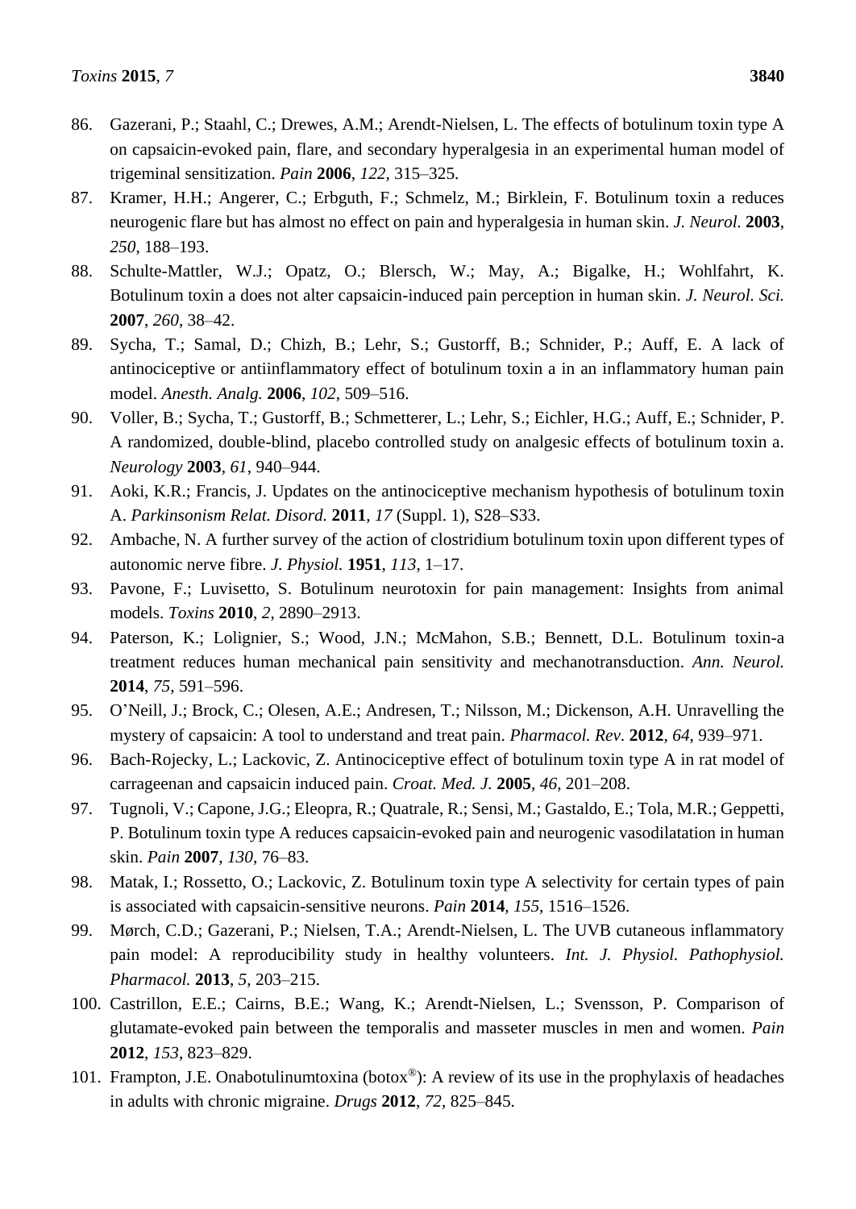86. Gazerani, P.; Staahl, C.; Drewes, A.M.; Arendt-Nielsen, L. The effects of botulinum toxin type A on capsaicin-evoked pain, flare, and secondary hyperalgesia in an experimental human model of trigeminal sensitization. *Pain* **2006**, *122*, 315–325.
87. Kramer, H.H.; Angerer, C.; Erbguth, F.; Schmelz, M.; Birklein, F. Botulinum toxin a reduces neurogenic flare but has almost no effect on pain and hyperalgesia in human skin. *J. Neurol.* **2003**, *250*, 188–193.
88. Schulte-Mattler, W.J.; Opatz, O.; Blersch, W.; May, A.; Bigalke, H.; Wohlfahrt, K. Botulinum toxin a does not alter capsaicin-induced pain perception in human skin. *J. Neurol. Sci.* **2007**, *260*, 38–42.
89. Sycha, T.; Samal, D.; Chizh, B.; Lehr, S.; Gustorff, B.; Schnider, P.; Auff, E. A lack of antinociceptive or antiinflammatory effect of botulinum toxin a in an inflammatory human pain model. *Anesth. Analg.* **2006**, *102*, 509–516.
90. Voller, B.; Sycha, T.; Gustorff, B.; Schmetterer, L.; Lehr, S.; Eichler, H.G.; Auff, E.; Schnider, P. A randomized, double-blind, placebo controlled study on analgesic effects of botulinum toxin a. *Neurology* **2003**, *61*, 940–944.
91. Aoki, K.R.; Francis, J. Updates on the antinociceptive mechanism hypothesis of botulinum toxin A. *Parkinsonism Relat. Disord.* **2011**, *17* (Suppl. 1), S28–S33.
92. Ambache, N. A further survey of the action of clostridium botulinum toxin upon different types of autonomic nerve fibre. *J. Physiol.* **1951**, *113*, 1–17.
93. Pavone, F.; Luvisetto, S. Botulinum neurotoxin for pain management: Insights from animal models. *Toxins* **2010**, *2*, 2890–2913.
94. Paterson, K.; Lolignier, S.; Wood, J.N.; McMahon, S.B.; Bennett, D.L. Botulinum toxin-a treatment reduces human mechanical pain sensitivity and mechanotransduction. *Ann. Neurol.* **2014**, *75*, 591–596.
95. O'Neill, J.; Brock, C.; Olesen, A.E.; Andresen, T.; Nilsson, M.; Dickenson, A.H. Unravelling the mystery of capsaicin: A tool to understand and treat pain. *Pharmacol. Rev.* **2012**, *64*, 939–971.
96. Bach-Rojecky, L.; Lackovic, Z. Antinociceptive effect of botulinum toxin type A in rat model of carrageenan and capsaicin induced pain. *Croat. Med. J.* **2005**, *46*, 201–208.
97. Tugnoli, V.; Capone, J.G.; Eleopra, R.; Quatrale, R.; Sensi, M.; Gastaldo, E.; Tola, M.R.; Geppetti, P. Botulinum toxin type A reduces capsaicin-evoked pain and neurogenic vasodilatation in human skin. *Pain* **2007**, *130*, 76–83.
98. Matak, I.; Rossetto, O.; Lackovic, Z. Botulinum toxin type A selectivity for certain types of pain is associated with capsaicin-sensitive neurons. *Pain* **2014**, *155*, 1516–1526.
99. Mørch, C.D.; Gazerani, P.; Nielsen, T.A.; Arendt-Nielsen, L. The UVB cutaneous inflammatory pain model: A reproducibility study in healthy volunteers. *Int. J. Physiol. Pathophysiol. Pharmacol.* **2013**, *5*, 203–215.
100. Castrillon, E.E.; Cairns, B.E.; Wang, K.; Arendt-Nielsen, L.; Svensson, P. Comparison of glutamate-evoked pain between the temporalis and masseter muscles in men and women. *Pain* **2012**, *153*, 823–829.
101. Frampton, J.E. Onabotulinumtoxina (botox®): A review of its use in the prophylaxis of headaches in adults with chronic migraine. *Drugs* **2012**, *72*, 825–845.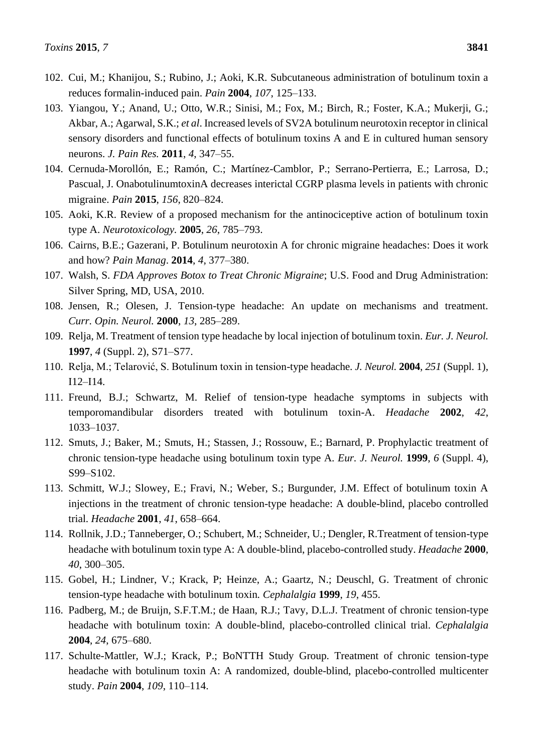102. Cui, M.; Khanijou, S.; Rubino, J.; Aoki, K.R. Subcutaneous administration of botulinum toxin a reduces formalin-induced pain. *Pain* **2004**, *107*, 125–133.
103. Yiangou, Y.; Anand, U.; Otto, W.R.; Sinisi, M.; Fox, M.; Birch, R.; Foster, K.A.; Mukerji, G.; Akbar, A.; Agarwal, S.K.; *et al*. Increased levels of SV2A botulinum neurotoxin receptor in clinical sensory disorders and functional effects of botulinum toxins A and E in cultured human sensory neurons. *J. Pain Res.* **2011**, *4*, 347–55.
104. Cernuda-Morollón, E.; Ramón, C.; Martínez-Camblor, P.; Serrano-Pertierra, E.; Larrosa, D.; Pascual, J. OnabotulinumtoxinA decreases interictal CGRP plasma levels in patients with chronic migraine. *Pain* **2015**, *156*, 820–824.
105. Aoki, K.R. Review of a proposed mechanism for the antinociceptive action of botulinum toxin type A. *Neurotoxicology.* **2005**, *26*, 785–793.
106. Cairns, B.E.; Gazerani, P. Botulinum neurotoxin A for chronic migraine headaches: Does it work and how? *Pain Manag*. **2014**, *4*, 377–380.
107. Walsh, S. *FDA Approves Botox to Treat Chronic Migraine*; U.S. Food and Drug Administration: Silver Spring, MD, USA, 2010.
108. Jensen, R.; Olesen, J. Tension-type headache: An update on mechanisms and treatment. *Curr. Opin. Neurol.* **2000**, *13*, 285–289.
109. Relja, M. Treatment of tension type headache by local injection of botulinum toxin. *Eur. J. Neurol.* **1997**, *4* (Suppl. 2), S71–S77.
110. Relja, M.; Telarović, S. Botulinum toxin in tension-type headache. *J. Neurol.* **2004**, *251* (Suppl. 1), I12–I14.
111. Freund, B.J.; Schwartz, M. Relief of tension-type headache symptoms in subjects with temporomandibular disorders treated with botulinum toxin-A. *Headache* **2002**, *42*, 1033–1037.
112. Smuts, J.; Baker, M.; Smuts, H.; Stassen, J.; Rossouw, E.; Barnard, P. Prophylactic treatment of chronic tension-type headache using botulinum toxin type A. *Eur. J. Neurol.* **1999**, *6* (Suppl. 4), S99–S102.
113. Schmitt, W.J.; Slowey, E.; Fravi, N.; Weber, S.; Burgunder, J.M. Effect of botulinum toxin A injections in the treatment of chronic tension-type headache: A double-blind, placebo controlled trial. *Headache* **2001**, *41*, 658–664.
114. Rollnik, J.D.; Tanneberger, O.; Schubert, M.; Schneider, U.; Dengler, R.Treatment of tension-type headache with botulinum toxin type A: A double-blind, placebo-controlled study. *Headache* **2000**, *40*, 300–305.
115. Gobel, H.; Lindner, V.; Krack, P; Heinze, A.; Gaartz, N.; Deuschl, G. Treatment of chronic tension-type headache with botulinum toxin. *Cephalalgia* **1999**, *19*, 455.
116. Padberg, M.; de Bruijn, S.F.T.M.; de Haan, R.J.; Tavy, D.L.J. Treatment of chronic tension-type headache with botulinum toxin: A double-blind, placebo-controlled clinical trial. *Cephalalgia* **2004**, *24*, 675–680.
117. Schulte-Mattler, W.J.; Krack, P.; BoNTTH Study Group. Treatment of chronic tension-type headache with botulinum toxin A: A randomized, double-blind, placebo-controlled multicenter study. *Pain* **2004**, *109*, 110–114.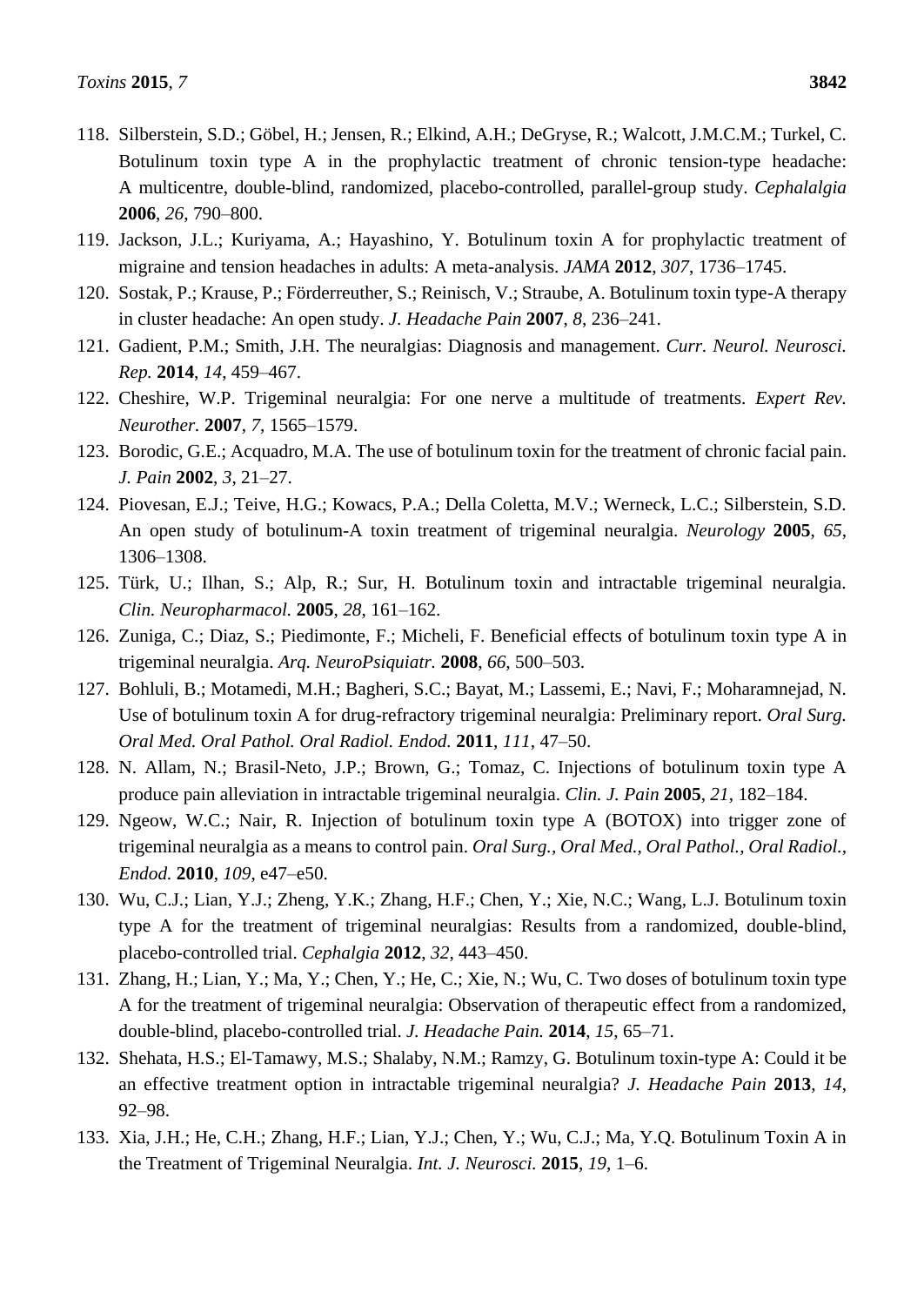118. Silberstein, S.D.; Göbel, H.; Jensen, R.; Elkind, A.H.; DeGryse, R.; Walcott, J.M.C.M.; Turkel, C. Botulinum toxin type A in the prophylactic treatment of chronic tension-type headache: A multicentre, double-blind, randomized, placebo-controlled, parallel-group study. *Cephalalgia* **2006**, *26*, 790–800.
119. Jackson, J.L.; Kuriyama, A.; Hayashino, Y. Botulinum toxin A for prophylactic treatment of migraine and tension headaches in adults: A meta-analysis. *JAMA* **2012**, *307*, 1736–1745.
120. Sostak, P.; Krause, P.; Förderreuther, S.; Reinisch, V.; Straube, A. Botulinum toxin type-A therapy in cluster headache: An open study. *J. Headache Pain* **2007**, *8*, 236–241.
121. Gadient, P.M.; Smith, J.H. The neuralgias: Diagnosis and management. *Curr. Neurol. Neurosci. Rep.* **2014**, *14*, 459–467.
122. Cheshire, W.P. Trigeminal neuralgia: For one nerve a multitude of treatments. *Expert Rev. Neurother.* **2007**, *7*, 1565–1579.
123. Borodic, G.E.; Acquadro, M.A. The use of botulinum toxin for the treatment of chronic facial pain. *J. Pain* **2002**, *3*, 21–27.
124. Piovesan, E.J.; Teive, H.G.; Kowacs, P.A.; Della Coletta, M.V.; Werneck, L.C.; Silberstein, S.D. An open study of botulinum-A toxin treatment of trigeminal neuralgia. *Neurology* **2005**, *65*, 1306–1308.
125. Türk, U.; Ilhan, S.; Alp, R.; Sur, H. Botulinum toxin and intractable trigeminal neuralgia. *Clin. Neuropharmacol.* **2005**, *28*, 161–162.
126. Zuniga, C.; Diaz, S.; Piedimonte, F.; Micheli, F. Beneficial effects of botulinum toxin type A in trigeminal neuralgia. *Arq. NeuroPsiquiatr.* **2008**, *66*, 500–503.
127. Bohluli, B.; Motamedi, M.H.; Bagheri, S.C.; Bayat, M.; Lassemi, E.; Navi, F.; Moharamnejad, N. Use of botulinum toxin A for drug-refractory trigeminal neuralgia: Preliminary report. *Oral Surg. Oral Med. Oral Pathol. Oral Radiol. Endod.* **2011**, *111*, 47–50.
128. N. Allam, N.; Brasil-Neto, J.P.; Brown, G.; Tomaz, C. Injections of botulinum toxin type A produce pain alleviation in intractable trigeminal neuralgia. *Clin. J. Pain* **2005**, *21*, 182–184.
129. Ngeow, W.C.; Nair, R. Injection of botulinum toxin type A (BOTOX) into trigger zone of trigeminal neuralgia as a means to control pain. *Oral Surg., Oral Med., Oral Pathol., Oral Radiol., Endod.* **2010**, *109*, e47–e50.
130. Wu, C.J.; Lian, Y.J.; Zheng, Y.K.; Zhang, H.F.; Chen, Y.; Xie, N.C.; Wang, L.J. Botulinum toxin type A for the treatment of trigeminal neuralgias: Results from a randomized, double-blind, placebo-controlled trial. *Cephalgia* **2012**, *32*, 443–450.
131. Zhang, H.; Lian, Y.; Ma, Y.; Chen, Y.; He, C.; Xie, N.; Wu, C. Two doses of botulinum toxin type A for the treatment of trigeminal neuralgia: Observation of therapeutic effect from a randomized, double-blind, placebo-controlled trial. *J. Headache Pain.* **2014**, *15*, 65–71.
132. Shehata, H.S.; El-Tamawy, M.S.; Shalaby, N.M.; Ramzy, G. Botulinum toxin-type A: Could it be an effective treatment option in intractable trigeminal neuralgia? *J. Headache Pain* **2013**, *14*, 92–98.
133. Xia, J.H.; He, C.H.; Zhang, H.F.; Lian, Y.J.; Chen, Y.; Wu, C.J.; Ma, Y.Q. Botulinum Toxin A in the Treatment of Trigeminal Neuralgia. *Int. J. Neurosci.* **2015**, *19*, 1–6.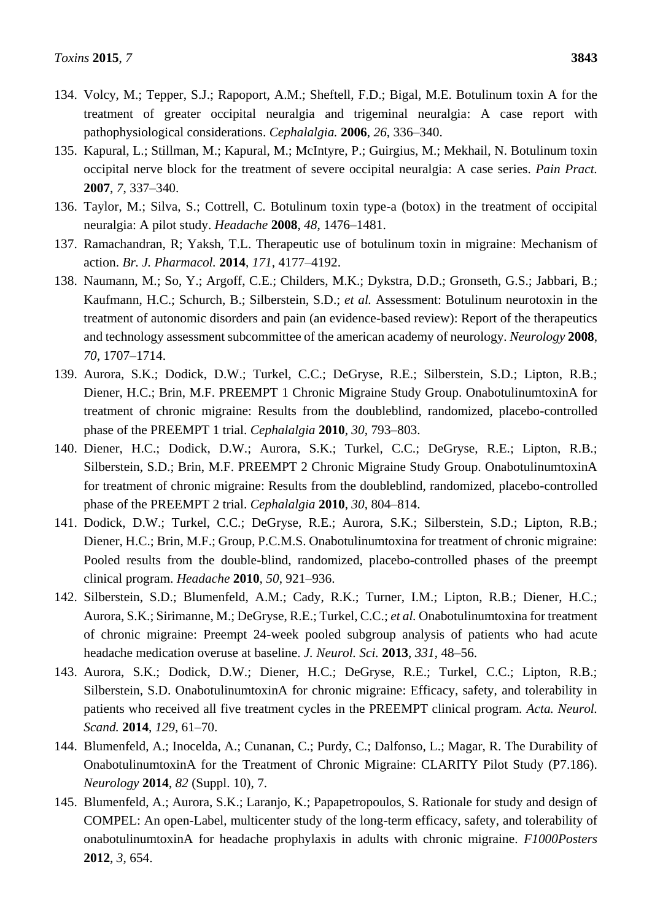134. Volcy, M.; Tepper, S.J.; Rapoport, A.M.; Sheftell, F.D.; Bigal, M.E. Botulinum toxin A for the treatment of greater occipital neuralgia and trigeminal neuralgia: A case report with pathophysiological considerations. *Cephalalgia.* **2006**, *26*, 336–340.
135. Kapural, L.; Stillman, M.; Kapural, M.; McIntyre, P.; Guirgius, M.; Mekhail, N. Botulinum toxin occipital nerve block for the treatment of severe occipital neuralgia: A case series. *Pain Pract.* **2007**, *7*, 337–340.
136. Taylor, M.; Silva, S.; Cottrell, C. Botulinum toxin type-a (botox) in the treatment of occipital neuralgia: A pilot study. *Headache* **2008**, *48*, 1476–1481.
137. Ramachandran, R; Yaksh, T.L. Therapeutic use of botulinum toxin in migraine: Mechanism of action. *Br. J. Pharmacol.* **2014**, *171*, 4177–4192.
138. Naumann, M.; So, Y.; Argoff, C.E.; Childers, M.K.; Dykstra, D.D.; Gronseth, G.S.; Jabbari, B.; Kaufmann, H.C.; Schurch, B.; Silberstein, S.D.; *et al.* Assessment: Botulinum neurotoxin in the treatment of autonomic disorders and pain (an evidence-based review): Report of the therapeutics and technology assessment subcommittee of the american academy of neurology. *Neurology* **2008**, *70*, 1707–1714.
139. Aurora, S.K.; Dodick, D.W.; Turkel, C.C.; DeGryse, R.E.; Silberstein, S.D.; Lipton, R.B.; Diener, H.C.; Brin, M.F. PREEMPT 1 Chronic Migraine Study Group. OnabotulinumtoxinA for treatment of chronic migraine: Results from the doubleblind, randomized, placebo-controlled phase of the PREEMPT 1 trial. *Cephalalgia* **2010**, *30*, 793–803.
140. Diener, H.C.; Dodick, D.W.; Aurora, S.K.; Turkel, C.C.; DeGryse, R.E.; Lipton, R.B.; Silberstein, S.D.; Brin, M.F. PREEMPT 2 Chronic Migraine Study Group. OnabotulinumtoxinA for treatment of chronic migraine: Results from the doubleblind, randomized, placebo-controlled phase of the PREEMPT 2 trial. *Cephalalgia* **2010**, *30*, 804–814.
141. Dodick, D.W.; Turkel, C.C.; DeGryse, R.E.; Aurora, S.K.; Silberstein, S.D.; Lipton, R.B.; Diener, H.C.; Brin, M.F.; Group, P.C.M.S. Onabotulinumtoxina for treatment of chronic migraine: Pooled results from the double-blind, randomized, placebo-controlled phases of the preempt clinical program. *Headache* **2010**, *50*, 921–936.
142. Silberstein, S.D.; Blumenfeld, A.M.; Cady, R.K.; Turner, I.M.; Lipton, R.B.; Diener, H.C.; Aurora, S.K.; Sirimanne, M.; DeGryse, R.E.; Turkel, C.C.; *et al.* Onabotulinumtoxina for treatment of chronic migraine: Preempt 24-week pooled subgroup analysis of patients who had acute headache medication overuse at baseline. *J. Neurol. Sci.* **2013**, *331*, 48–56.
143. Aurora, S.K.; Dodick, D.W.; Diener, H.C.; DeGryse, R.E.; Turkel, C.C.; Lipton, R.B.; Silberstein, S.D. OnabotulinumtoxinA for chronic migraine: Efficacy, safety, and tolerability in patients who received all five treatment cycles in the PREEMPT clinical program. *Acta. Neurol. Scand.* **2014**, *129*, 61–70.
144. Blumenfeld, A.; Inocelda, A.; Cunanan, C.; Purdy, C.; Dalfonso, L.; Magar, R. The Durability of OnabotulinumtoxinA for the Treatment of Chronic Migraine: CLARITY Pilot Study (P7.186). *Neurology* **2014**, *82* (Suppl. 10), 7.
145. Blumenfeld, A.; Aurora, S.K.; Laranjo, K.; Papapetropoulos, S. Rationale for study and design of COMPEL: An open-Label, multicenter study of the long-term efficacy, safety, and tolerability of onabotulinumtoxinA for headache prophylaxis in adults with chronic migraine. *F1000Posters* **2012**, *3*, 654.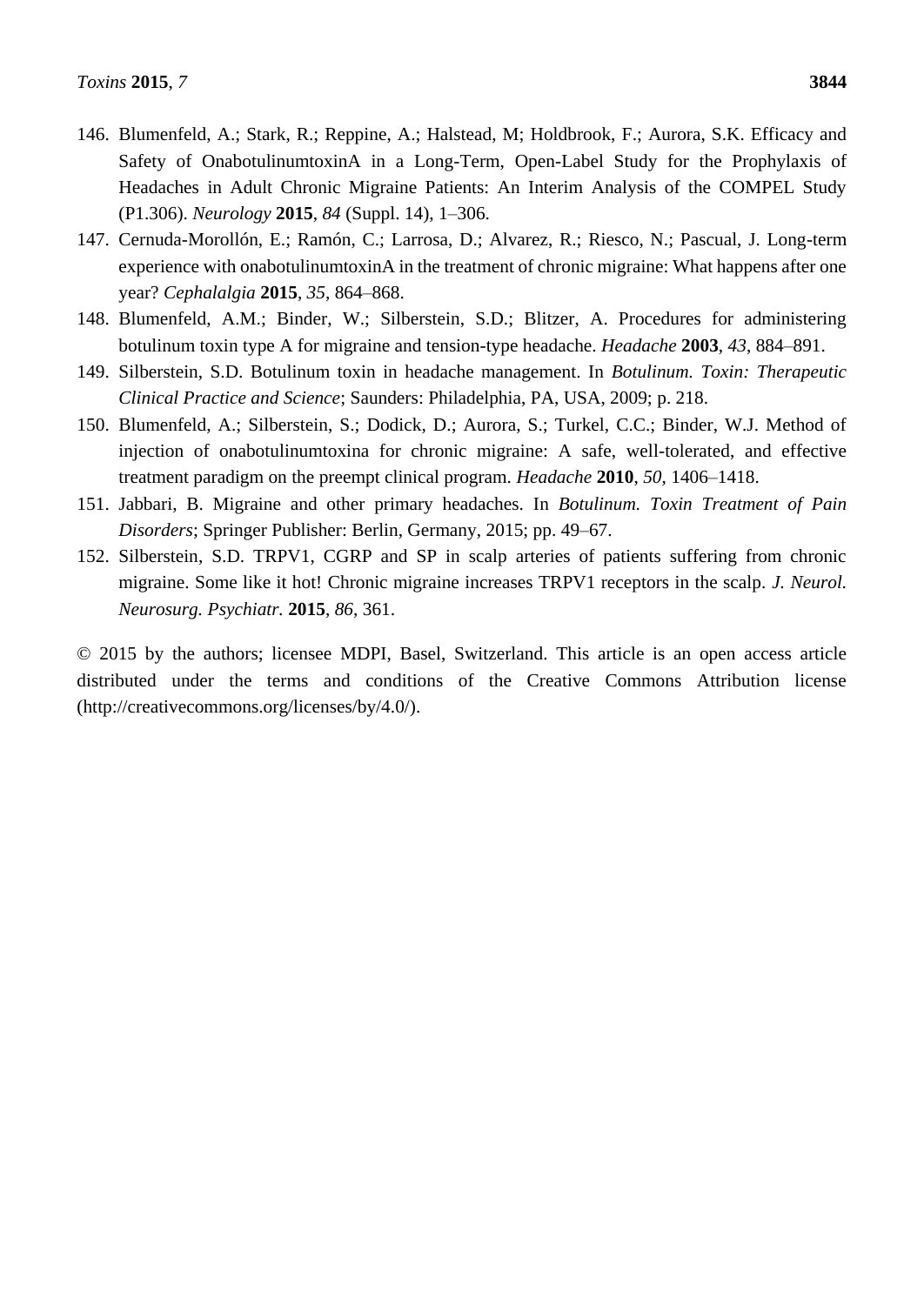146. Blumenfeld, A.; Stark, R.; Reppine, A.; Halstead, M; Holdbrook, F.; Aurora, S.K. Efficacy and Safety of OnabotulinumtoxinA in a Long-Term, Open-Label Study for the Prophylaxis of Headaches in Adult Chronic Migraine Patients: An Interim Analysis of the COMPEL Study (P1.306). *Neurology* **2015**, *84* (Suppl. 14), 1–306.
147. Cernuda-Morollón, E.; Ramón, C.; Larrosa, D.; Alvarez, R.; Riesco, N.; Pascual, J. Long-term experience with onabotulinumtoxinA in the treatment of chronic migraine: What happens after one year? *Cephalalgia* **2015**, *35*, 864–868.
148. Blumenfeld, A.M.; Binder, W.; Silberstein, S.D.; Blitzer, A. Procedures for administering botulinum toxin type A for migraine and tension-type headache. *Headache* **2003**, *43*, 884–891.
149. Silberstein, S.D. Botulinum toxin in headache management. In *Botulinum. Toxin: Therapeutic Clinical Practice and Science*; Saunders: Philadelphia, PA, USA, 2009; p. 218.
150. Blumenfeld, A.; Silberstein, S.; Dodick, D.; Aurora, S.; Turkel, C.C.; Binder, W.J. Method of injection of onabotulinumtoxina for chronic migraine: A safe, well-tolerated, and effective treatment paradigm on the preempt clinical program. *Headache* **2010**, *50*, 1406–1418.
151. Jabbari, B. Migraine and other primary headaches. In *Botulinum. Toxin Treatment of Pain Disorders*; Springer Publisher: Berlin, Germany, 2015; pp. 49–67.
152. Silberstein, S.D. TRPV1, CGRP and SP in scalp arteries of patients suffering from chronic migraine. Some like it hot! Chronic migraine increases TRPV1 receptors in the scalp. *J. Neurol. Neurosurg. Psychiatr.* **2015**, *86*, 361.

© 2015 by the authors; licensee MDPI, Basel, Switzerland. This article is an open access article distributed under the terms and conditions of the Creative Commons Attribution license (http://creativecommons.org/licenses/by/4.0/).